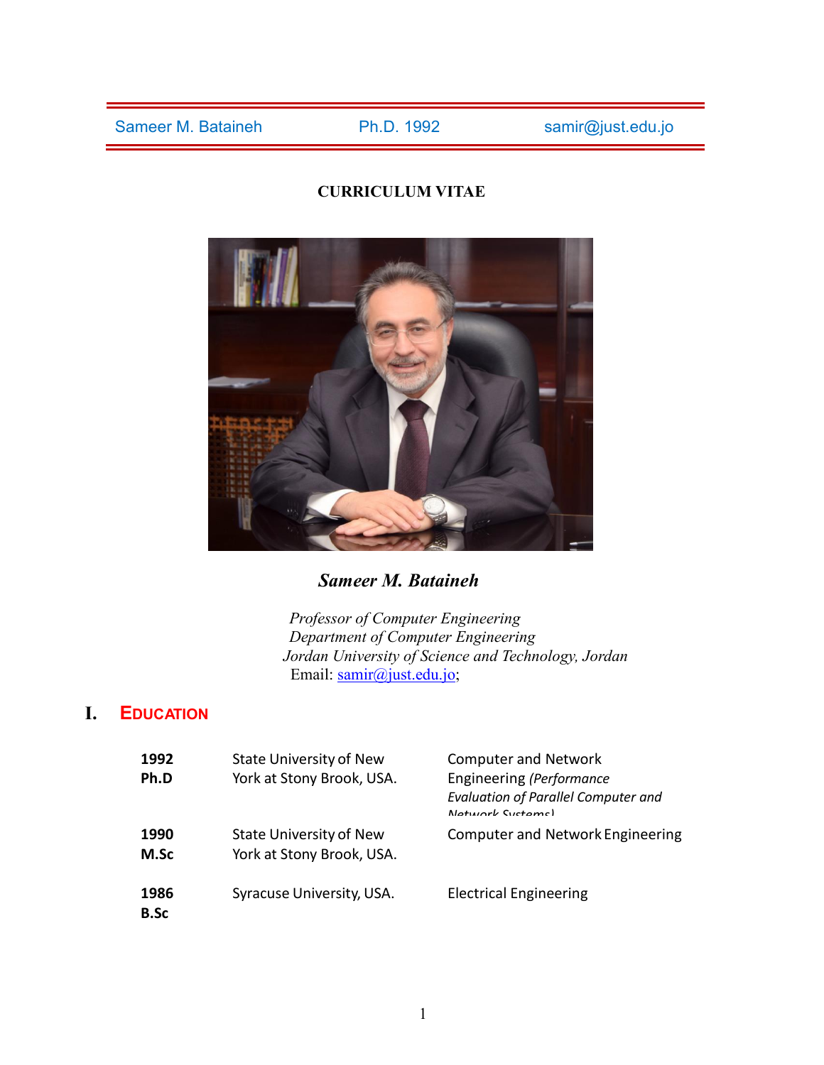Sameer M. Bataineh Ph.D. 1992 samir@just.edu.jo

**CURRICULUM VITAE**

***Sameer M. Bataineh***

*Professor of Computer Engineering*
*Department of Computer Engineering*
*Jordan University of Science and Technology, Jordan*
Email: samir@just.edu.jo;

# I. EDUCATION

| | | |
|---|---|---|
| **1992 Ph.D** | State University of New York at Stony Brook, USA. | Computer and Network Engineering *(Performance Evaluation of Parallel Computer and Network Systems)* |
| **1990 M.Sc** | State University of New York at Stony Brook, USA. | Computer and Network Engineering |
| **1986 B.Sc** | Syracuse University, USA. | Electrical Engineering |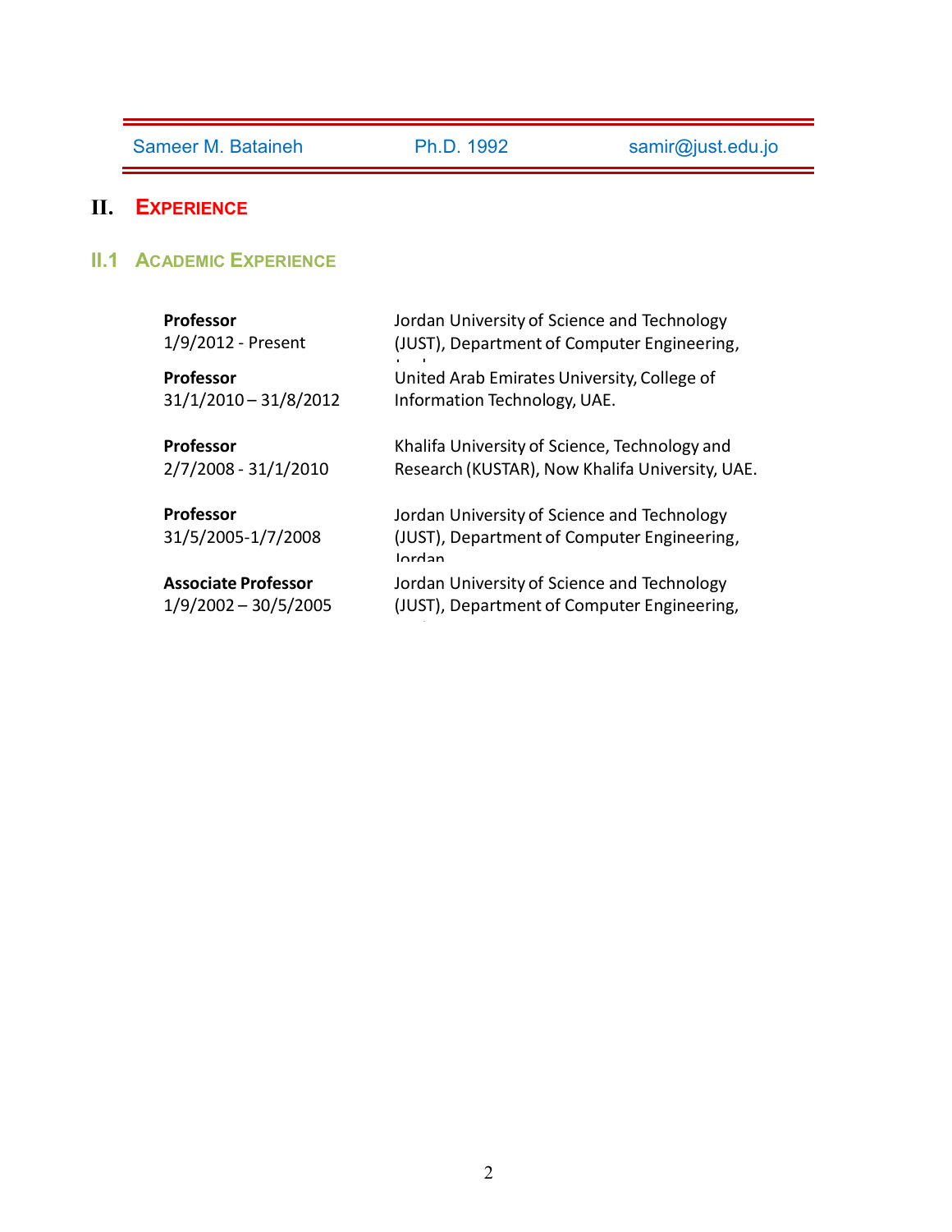## II. Experience

### II.1 Academic Experience

| | |
|---|---|
| **Professor**<br>1/9/2012 - Present | Jordan University of Science and Technology (JUST), Department of Computer Engineering, Jordan |
| **Professor**<br>31/1/2010 – 31/8/2012 | United Arab Emirates University, College of Information Technology, UAE. |
| **Professor**<br>2/7/2008 - 31/1/2010 | Khalifa University of Science, Technology and Research (KUSTAR), Now Khalifa University, UAE. |
| **Professor**<br>31/5/2005-1/7/2008 | Jordan University of Science and Technology (JUST), Department of Computer Engineering, Jordan |
| **Associate Professor**<br>1/9/2002 – 30/5/2005 | Jordan University of Science and Technology (JUST), Department of Computer Engineering, Jordan |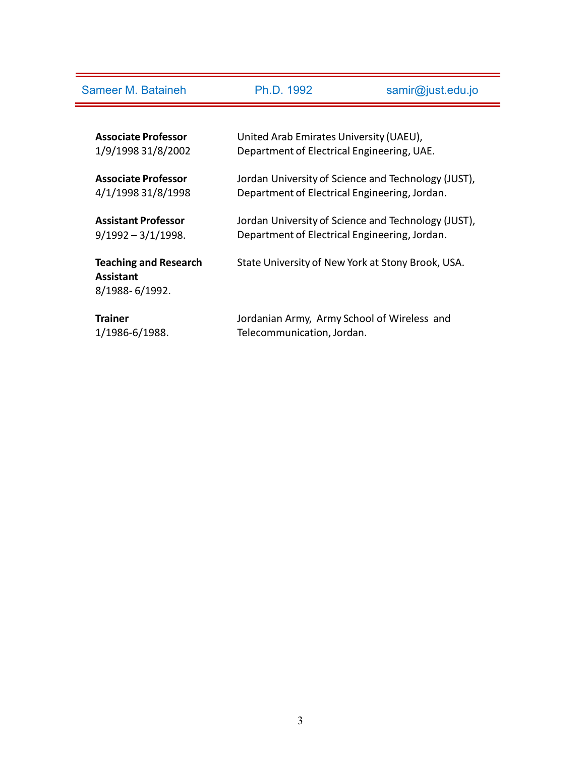| | | |
|---|---|---|
| Sameer M. Bataineh | Ph.D. 1992 | samir@just.edu.jo |

| | |
|---|---|
| **Associate Professor**<br>1/9/1998 31/8/2002 | United Arab Emirates University (UAEU),<br>Department of Electrical Engineering, UAE. |
| **Associate Professor**<br>4/1/1998 31/8/1998 | Jordan University of Science and Technology (JUST),<br>Department of Electrical Engineering, Jordan. |
| **Assistant Professor**<br>9/1992 – 3/1/1998. | Jordan University of Science and Technology (JUST),<br>Department of Electrical Engineering, Jordan. |
| **Teaching and Research Assistant**<br>8/1988- 6/1992. | State University of New York at Stony Brook, USA. |
| **Trainer**<br>1/1986-6/1988. | Jordanian Army, Army School of Wireless and Telecommunication, Jordan. |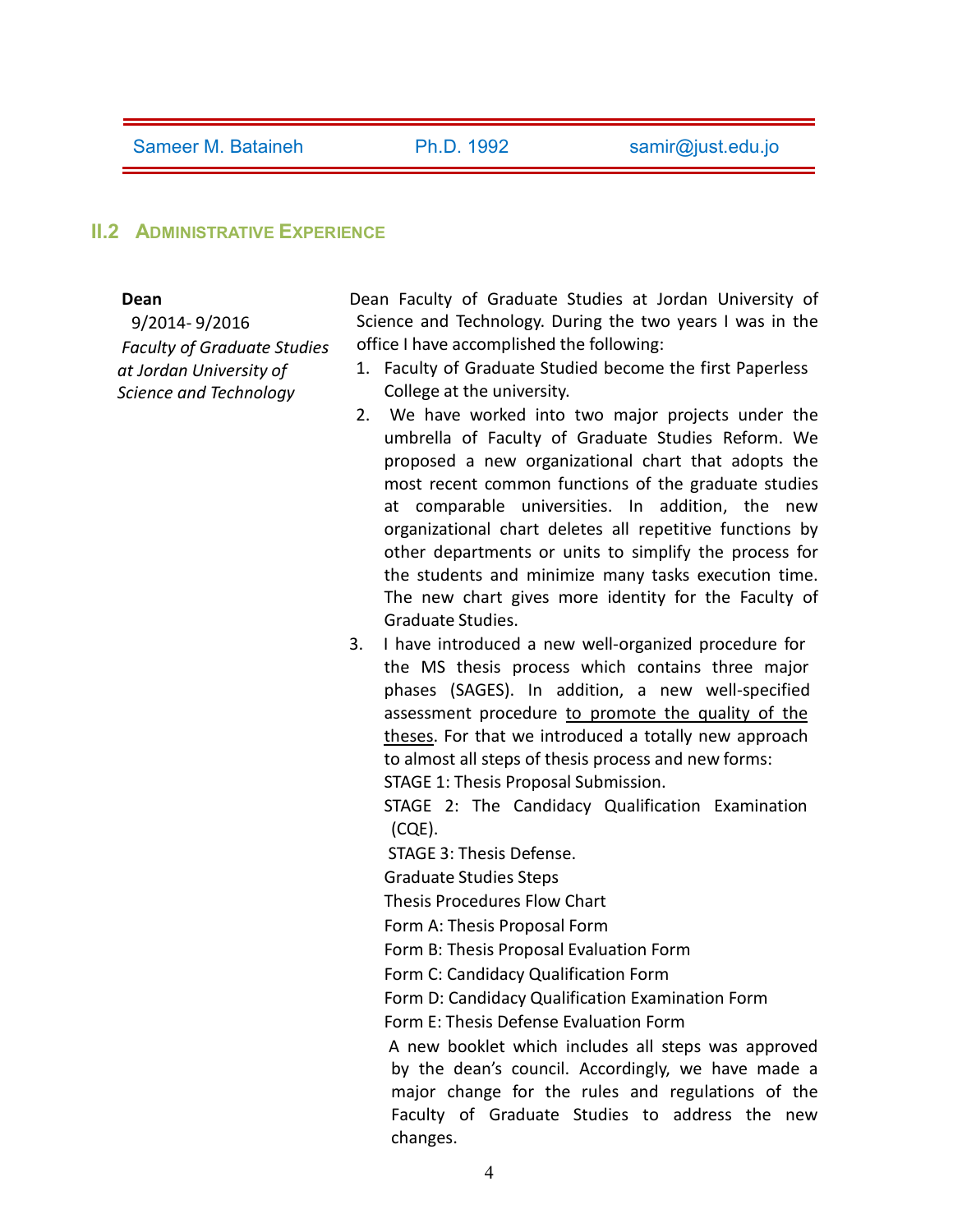## II.2 Administrative Experience

**Dean**
9/2014- 9/2016
*Faculty of Graduate Studies at Jordan University of Science and Technology*

Dean Faculty of Graduate Studies at Jordan University of Science and Technology. During the two years I was in the office I have accomplished the following:

1. Faculty of Graduate Studied become the first Paperless College at the university.
2. We have worked into two major projects under the umbrella of Faculty of Graduate Studies Reform. We proposed a new organizational chart that adopts the most recent common functions of the graduate studies at comparable universities. In addition, the new organizational chart deletes all repetitive functions by other departments or units to simplify the process for the students and minimize many tasks execution time. The new chart gives more identity for the Faculty of Graduate Studies.
3. I have introduced a new well-organized procedure for the MS thesis process which contains three major phases (SAGES). In addition, a new well-specified assessment procedure <u>to promote the quality of the theses</u>. For that we introduced a totally new approach to almost all steps of thesis process and new forms:
   STAGE 1: Thesis Proposal Submission.
   STAGE 2: The Candidacy Qualification Examination (CQE).
   STAGE 3: Thesis Defense.
   Graduate Studies Steps
   Thesis Procedures Flow Chart
   Form A: Thesis Proposal Form
   Form B: Thesis Proposal Evaluation Form
   Form C: Candidacy Qualification Form
   Form D: Candidacy Qualification Examination Form
   Form E: Thesis Defense Evaluation Form
   A new booklet which includes all steps was approved by the dean's council. Accordingly, we have made a major change for the rules and regulations of the Faculty of Graduate Studies to address the new changes.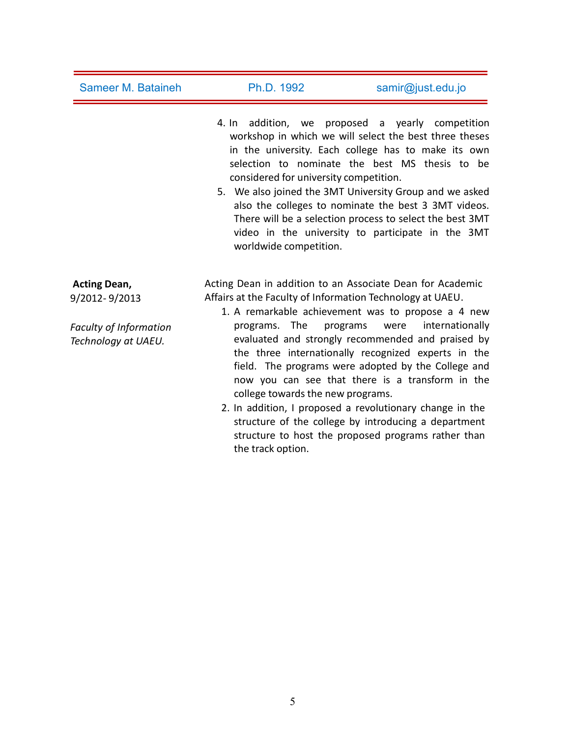4. In addition, we proposed a yearly competition workshop in which we will select the best three theses in the university. Each college has to make its own selection to nominate the best MS thesis to be considered for university competition.
5. We also joined the 3MT University Group and we asked also the colleges to nominate the best 3 3MT videos. There will be a selection process to select the best 3MT video in the university to participate in the 3MT worldwide competition.

**Acting Dean,**
9/2012- 9/2013

*Faculty of Information Technology at UAEU.*

Acting Dean in addition to an Associate Dean for Academic Affairs at the Faculty of Information Technology at UAEU.

1. A remarkable achievement was to propose a 4 new programs. The programs were internationally evaluated and strongly recommended and praised by the three internationally recognized experts in the field. The programs were adopted by the College and now you can see that there is a transform in the college towards the new programs.
2. In addition, I proposed a revolutionary change in the structure of the college by introducing a department structure to host the proposed programs rather than the track option.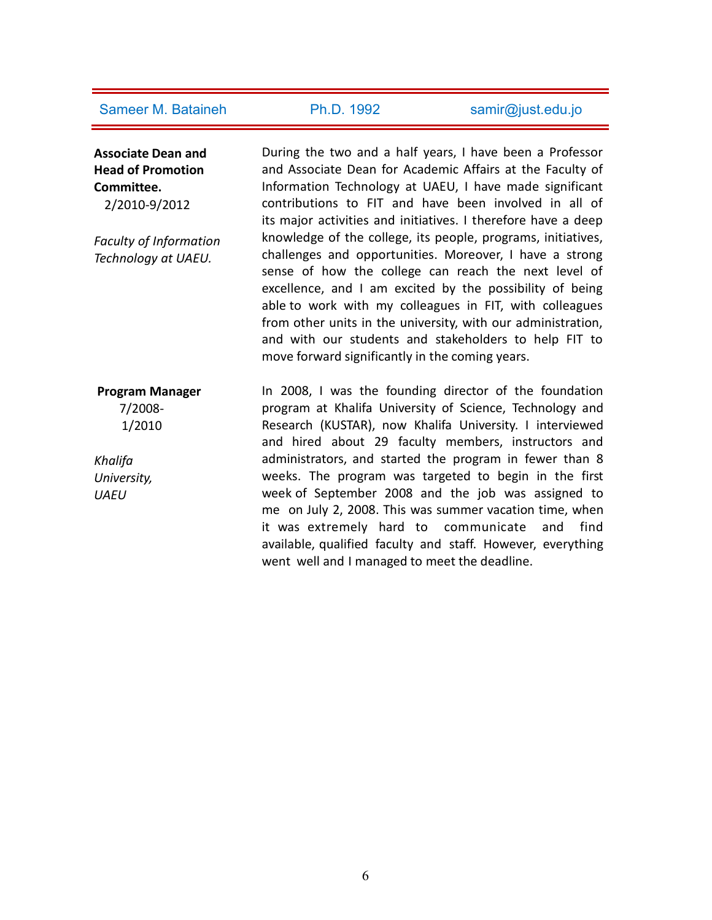| Sameer M. Bataineh | Ph.D. 1992 | samir@just.edu.jo |
|---|---|---|

**Associate Dean and Head of Promotion Committee.**
2/2010-9/2012

*Faculty of Information Technology at UAEU.*

During the two and a half years, I have been a Professor and Associate Dean for Academic Affairs at the Faculty of Information Technology at UAEU, I have made significant contributions to FIT and have been involved in all of its major activities and initiatives. I therefore have a deep knowledge of the college, its people, programs, initiatives, challenges and opportunities. Moreover, I have a strong sense of how the college can reach the next level of excellence, and I am excited by the possibility of being able to work with my colleagues in FIT, with colleagues from other units in the university, with our administration, and with our students and stakeholders to help FIT to move forward significantly in the coming years.

**Program Manager**
7/2008-
1/2010

*Khalifa University, UAEU*

In 2008, I was the founding director of the foundation program at Khalifa University of Science, Technology and Research (KUSTAR), now Khalifa University. I interviewed and hired about 29 faculty members, instructors and administrators, and started the program in fewer than 8 weeks. The program was targeted to begin in the first week of September 2008 and the job was assigned to me on July 2, 2008. This was summer vacation time, when it was extremely hard to communicate and find available, qualified faculty and staff. However, everything went well and I managed to meet the deadline.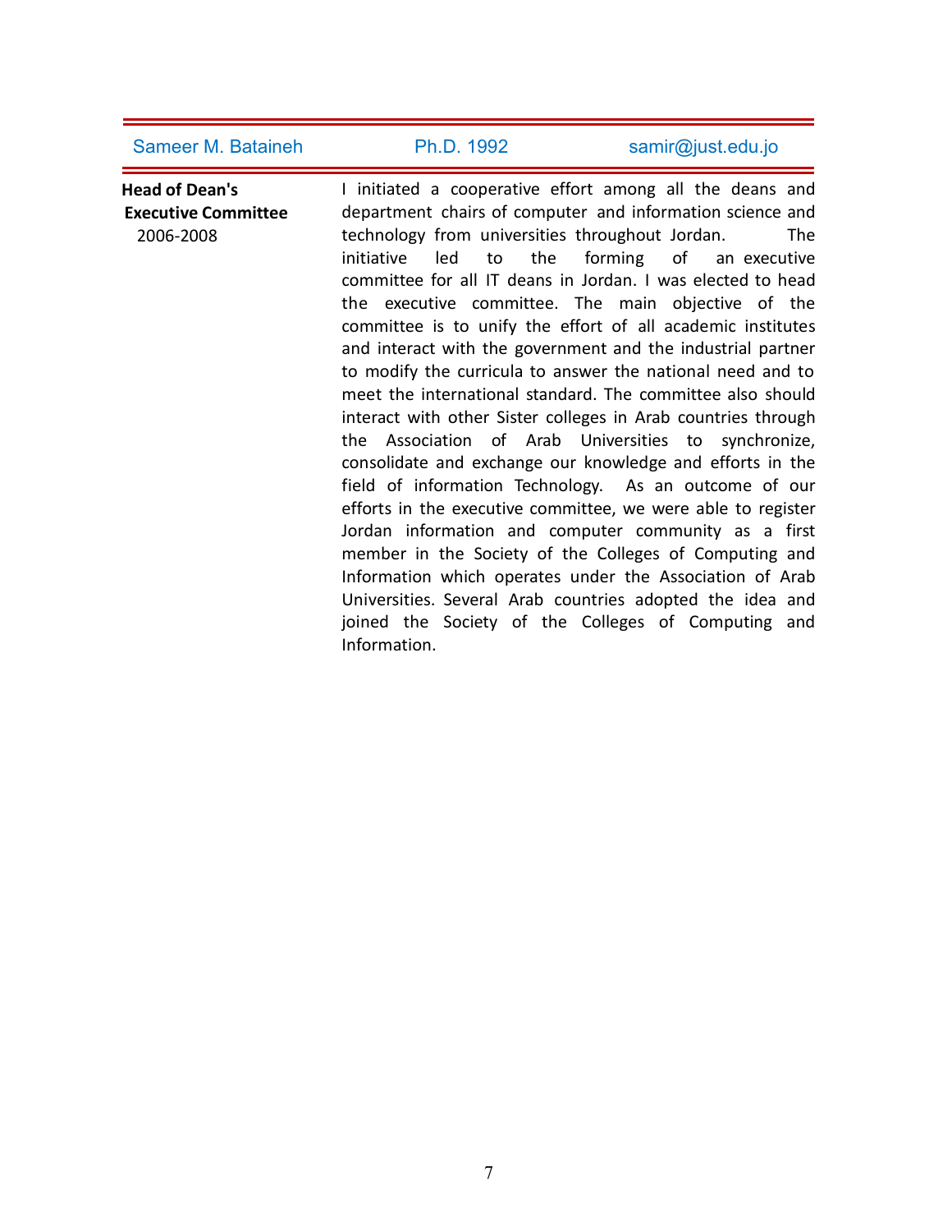| Sameer M. Bataineh | Ph.D. 1992 | samir@just.edu.jo |
|---|---|---|

**Head of Dean's Executive Committee**
2006-2008

I initiated a cooperative effort among all the deans and department chairs of computer and information science and technology from universities throughout Jordan. The initiative led to the forming of an executive committee for all IT deans in Jordan. I was elected to head the executive committee. The main objective of the committee is to unify the effort of all academic institutes and interact with the government and the industrial partner to modify the curricula to answer the national need and to meet the international standard. The committee also should interact with other Sister colleges in Arab countries through the Association of Arab Universities to synchronize, consolidate and exchange our knowledge and efforts in the field of information Technology. As an outcome of our efforts in the executive committee, we were able to register Jordan information and computer community as a first member in the Society of the Colleges of Computing and Information which operates under the Association of Arab Universities. Several Arab countries adopted the idea and joined the Society of the Colleges of Computing and Information.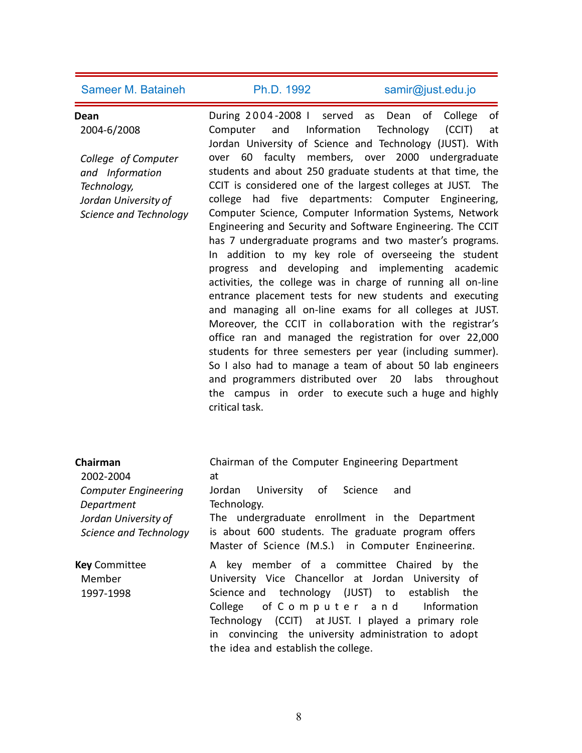**Sameer M. Bataineh** | **Ph.D. 1992** | **samir@just.edu.jo**

---

**Dean**
2004-6/2008

*College of Computer and Information Technology, Jordan University of Science and Technology*

During 2004-2008 I served as Dean of College of Computer and Information Technology (CCIT) at Jordan University of Science and Technology (JUST). With over 60 faculty members, over 2000 undergraduate students and about 250 graduate students at that time, the CCIT is considered one of the largest colleges at JUST. The college had five departments: Computer Engineering, Computer Science, Computer Information Systems, Network Engineering and Security and Software Engineering. The CCIT has 7 undergraduate programs and two master's programs. In addition to my key role of overseeing the student progress and developing and implementing academic activities, the college was in charge of running all on-line entrance placement tests for new students and executing and managing all on-line exams for all colleges at JUST. Moreover, the CCIT in collaboration with the registrar's office ran and managed the registration for over 22,000 students for three semesters per year (including summer). So I also had to manage a team of about 50 lab engineers and programmers distributed over 20 labs throughout the campus in order to execute such a huge and highly critical task.

**Chairman**
2002-2004

*Computer Engineering Department Jordan University of Science and Technology*

Chairman of the Computer Engineering Department at Jordan University of Science and Technology. The undergraduate enrollment in the Department is about 600 students. The graduate program offers Master of Science (M.S.) in Computer Engineering.

**Key** Committee Member
1997-1998

A key member of a committee Chaired by the University Vice Chancellor at Jordan University of Science and technology (JUST) to establish the College of Computer and Information Technology (CCIT) at JUST. I played a primary role in convincing the university administration to adopt the idea and establish the college.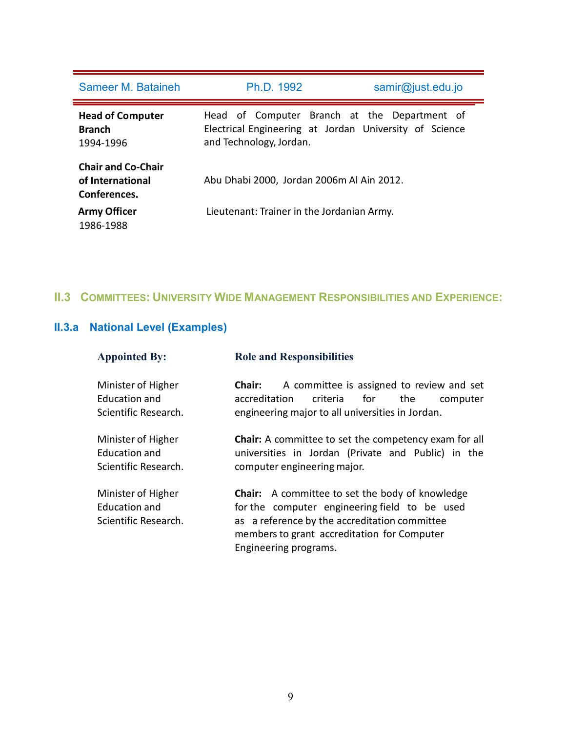| Sameer M. Bataineh | Ph.D. 1992 | samir@just.edu.jo |
|---|---|---|

| | |
|---|---|
| **Head of Computer Branch** 1994-1996 | Head of Computer Branch at the Department of Electrical Engineering at Jordan University of Science and Technology, Jordan. |
| **Chair and Co-Chair of International Conferences.** | Abu Dhabi 2000, Jordan 2006m Al Ain 2012. |
| **Army Officer** 1986-1988 | Lieutenant: Trainer in the Jordanian Army. |

## II.3 Committees: University Wide Management Responsibilities and Experience:

### II.3.a National Level (Examples)

| Appointed By: | Role and Responsibilities |
|---|---|
| Minister of Higher Education and Scientific Research. | **Chair:** A committee is assigned to review and set accreditation criteria for the computer engineering major to all universities in Jordan. |
| Minister of Higher Education and Scientific Research. | **Chair:** A committee to set the competency exam for all universities in Jordan (Private and Public) in the computer engineering major. |
| Minister of Higher Education and Scientific Research. | **Chair:** A committee to set the body of knowledge for the computer engineering field to be used as a reference by the accreditation committee members to grant accreditation for Computer Engineering programs. |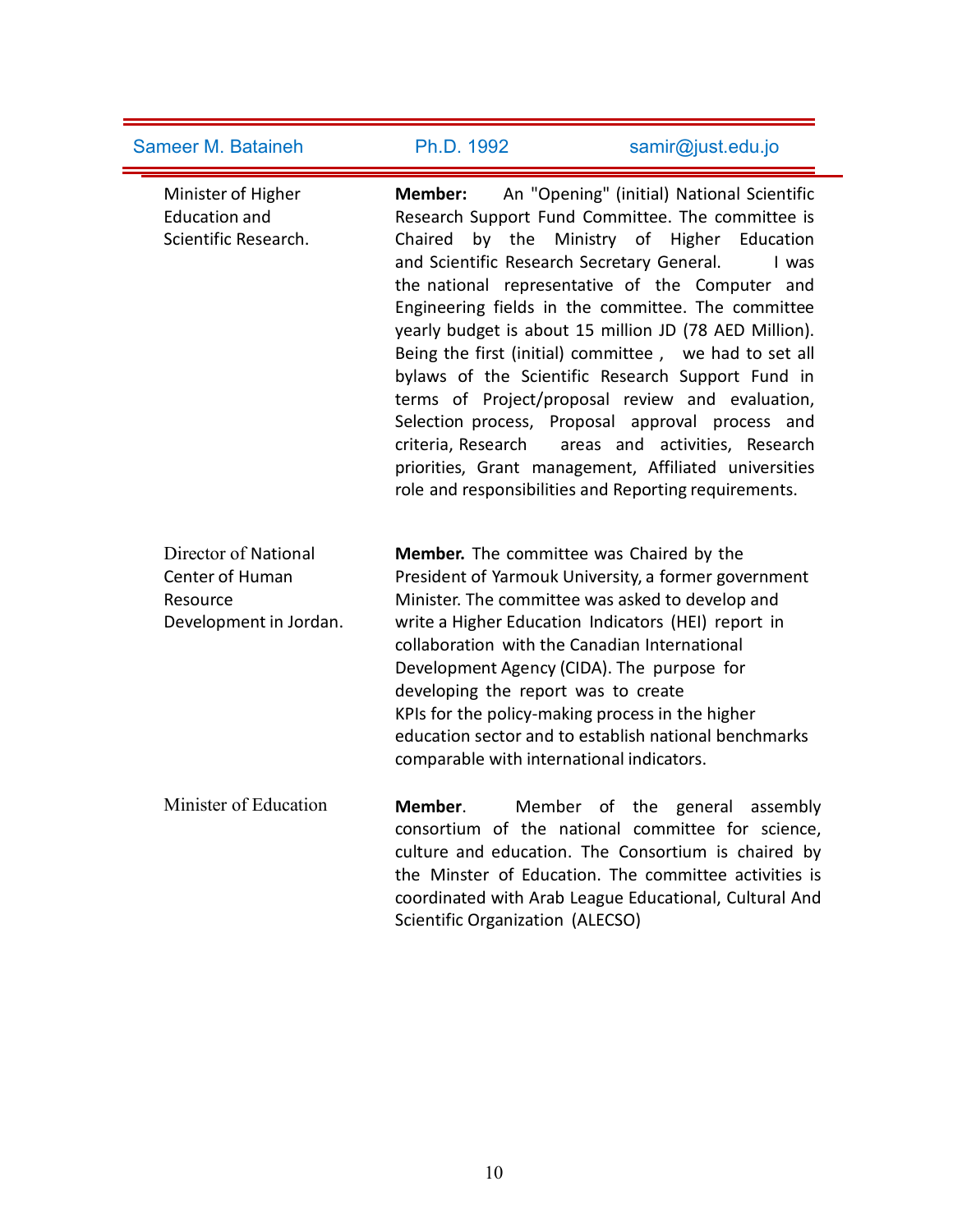| Sameer M. Bataineh | Ph.D. 1992 | samir@just.edu.jo |
|---|---|---|

| | |
|---|---|
| Minister of Higher Education and Scientific Research. | **Member:** An "Opening" (initial) National Scientific Research Support Fund Committee. The committee is Chaired by the Ministry of Higher Education and Scientific Research Secretary General. I was the national representative of the Computer and Engineering fields in the committee. The committee yearly budget is about 15 million JD (78 AED Million). Being the first (initial) committee , we had to set all bylaws of the Scientific Research Support Fund in terms of Project/proposal review and evaluation, Selection process, Proposal approval process and criteria, Research areas and activities, Research priorities, Grant management, Affiliated universities role and responsibilities and Reporting requirements. |
| Director of National Center of Human Resource Development in Jordan. | **Member.** The committee was Chaired by the President of Yarmouk University, a former government Minister. The committee was asked to develop and write a Higher Education Indicators (HEI) report in collaboration with the Canadian International Development Agency (CIDA). The purpose for developing the report was to create KPIs for the policy-making process in the higher education sector and to establish national benchmarks comparable with international indicators. |
| Minister of Education | **Member**. Member of the general assembly consortium of the national committee for science, culture and education. The Consortium is chaired by the Minster of Education. The committee activities is coordinated with Arab League Educational, Cultural And Scientific Organization (ALECSO) |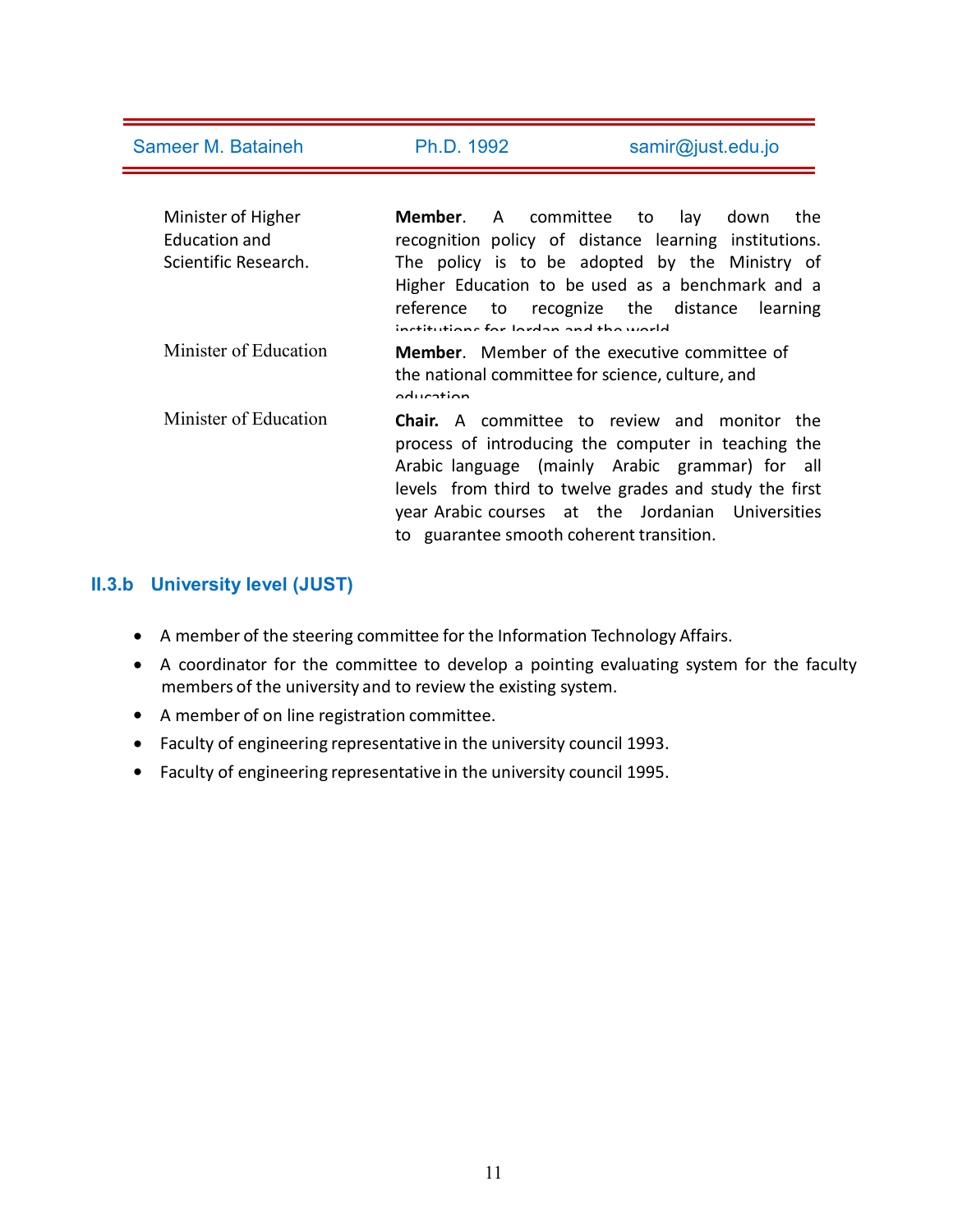| | |
|---|---|
| Minister of Higher Education and Scientific Research. | **Member**. A committee to lay down the recognition policy of distance learning institutions. The policy is to be adopted by the Ministry of Higher Education to be used as a benchmark and a reference to recognize the distance learning institutions for Jordan and the world |
| Minister of Education | **Member**. Member of the executive committee of the national committee for science, culture, and education |
| Minister of Education | **Chair.** A committee to review and monitor the process of introducing the computer in teaching the Arabic language (mainly Arabic grammar) for all levels from third to twelve grades and study the first year Arabic courses at the Jordanian Universities to guarantee smooth coherent transition. |

### II.3.b University level (JUST)

- A member of the steering committee for the Information Technology Affairs.
- A coordinator for the committee to develop a pointing evaluating system for the faculty members of the university and to review the existing system.
- A member of on line registration committee.
- Faculty of engineering representative in the university council 1993.
- Faculty of engineering representative in the university council 1995.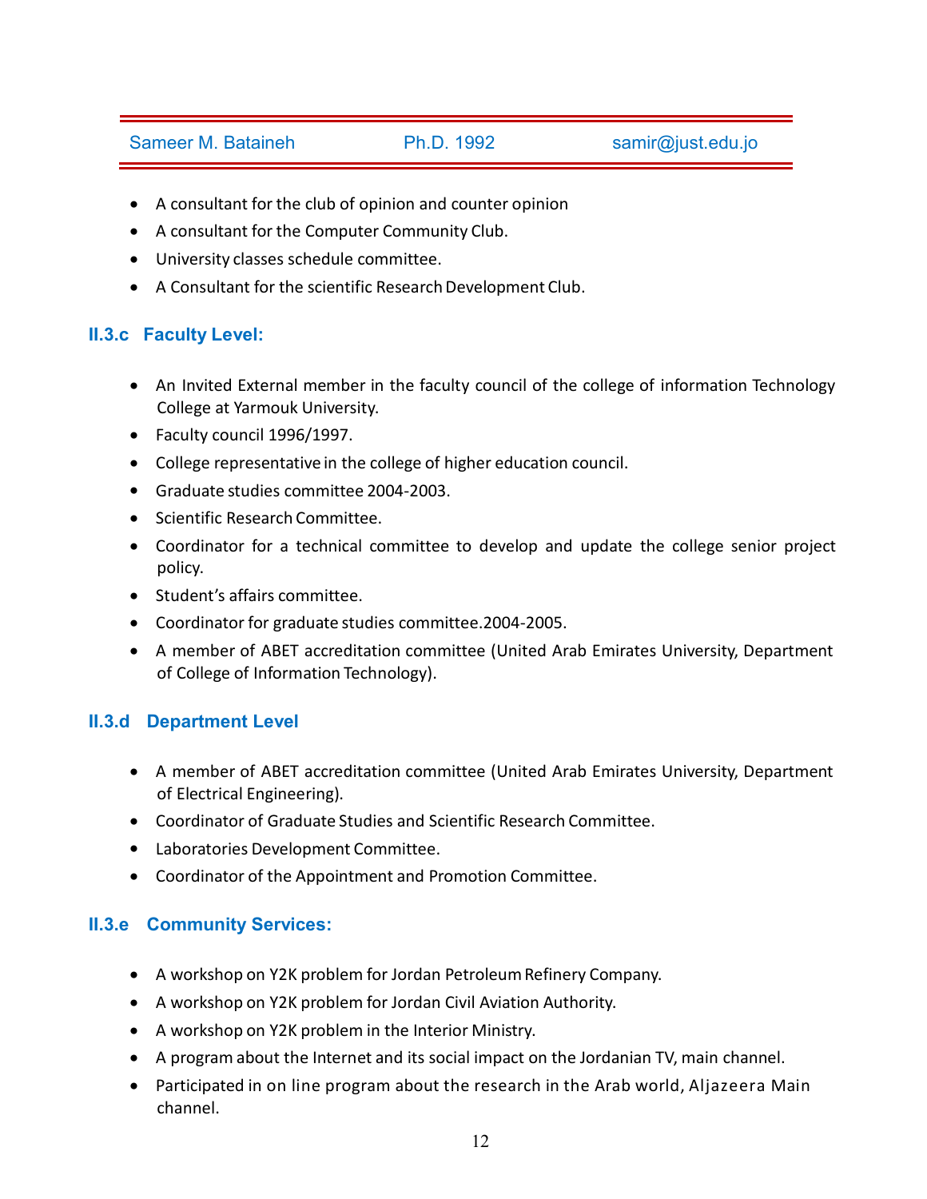- A consultant for the club of opinion and counter opinion
- A consultant for the Computer Community Club.
- University classes schedule committee.
- A Consultant for the scientific Research Development Club.

### II.3.c Faculty Level:

- An Invited External member in the faculty council of the college of information Technology College at Yarmouk University.
- Faculty council 1996/1997.
- College representative in the college of higher education council.
- Graduate studies committee 2004-2003.
- Scientific Research Committee.
- Coordinator for a technical committee to develop and update the college senior project policy.
- Student's affairs committee.
- Coordinator for graduate studies committee.2004-2005.
- A member of ABET accreditation committee (United Arab Emirates University, Department of College of Information Technology).

### II.3.d Department Level

- A member of ABET accreditation committee (United Arab Emirates University, Department of Electrical Engineering).
- Coordinator of Graduate Studies and Scientific Research Committee.
- Laboratories Development Committee.
- Coordinator of the Appointment and Promotion Committee.

### II.3.e Community Services:

- A workshop on Y2K problem for Jordan Petroleum Refinery Company.
- A workshop on Y2K problem for Jordan Civil Aviation Authority.
- A workshop on Y2K problem in the Interior Ministry.
- A program about the Internet and its social impact on the Jordanian TV, main channel.
- Participated in on line program about the research in the Arab world, Aljazeera Main channel.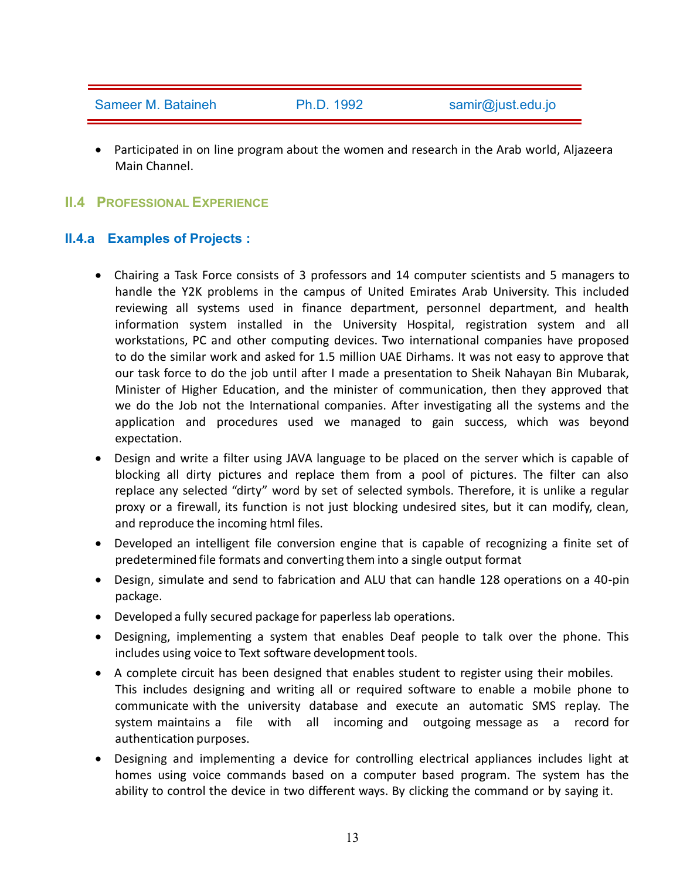- Participated in on line program about the women and research in the Arab world, Aljazeera Main Channel.

## II.4 PROFESSIONAL EXPERIENCE

### II.4.a Examples of Projects :

- Chairing a Task Force consists of 3 professors and 14 computer scientists and 5 managers to handle the Y2K problems in the campus of United Emirates Arab University. This included reviewing all systems used in finance department, personnel department, and health information system installed in the University Hospital, registration system and all workstations, PC and other computing devices. Two international companies have proposed to do the similar work and asked for 1.5 million UAE Dirhams. It was not easy to approve that our task force to do the job until after I made a presentation to Sheik Nahayan Bin Mubarak, Minister of Higher Education, and the minister of communication, then they approved that we do the Job not the International companies. After investigating all the systems and the application and procedures used we managed to gain success, which was beyond expectation.
- Design and write a filter using JAVA language to be placed on the server which is capable of blocking all dirty pictures and replace them from a pool of pictures. The filter can also replace any selected "dirty" word by set of selected symbols. Therefore, it is unlike a regular proxy or a firewall, its function is not just blocking undesired sites, but it can modify, clean, and reproduce the incoming html files.
- Developed an intelligent file conversion engine that is capable of recognizing a finite set of predetermined file formats and converting them into a single output format
- Design, simulate and send to fabrication and ALU that can handle 128 operations on a 40-pin package.
- Developed a fully secured package for paperless lab operations.
- Designing, implementing a system that enables Deaf people to talk over the phone. This includes using voice to Text software development tools.
- A complete circuit has been designed that enables student to register using their mobiles. This includes designing and writing all or required software to enable a mobile phone to communicate with the university database and execute an automatic SMS replay. The system maintains a file with all incoming and outgoing message as a record for authentication purposes.
- Designing and implementing a device for controlling electrical appliances includes light at homes using voice commands based on a computer based program. The system has the ability to control the device in two different ways. By clicking the command or by saying it.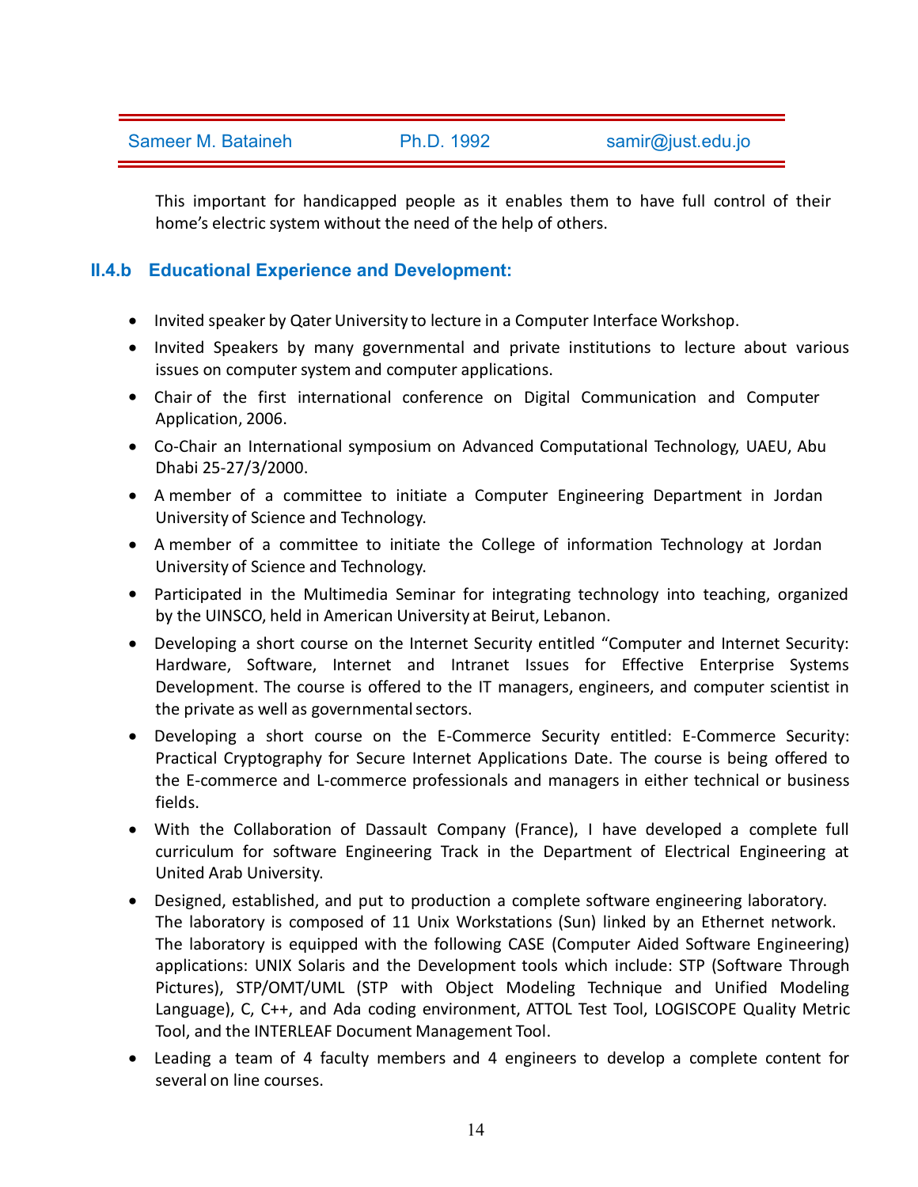This important for handicapped people as it enables them to have full control of their home's electric system without the need of the help of others.

### II.4.b Educational Experience and Development:

- Invited speaker by Qater University to lecture in a Computer Interface Workshop.
- Invited Speakers by many governmental and private institutions to lecture about various issues on computer system and computer applications.
- Chair of the first international conference on Digital Communication and Computer Application, 2006.
- Co-Chair an International symposium on Advanced Computational Technology, UAEU, Abu Dhabi 25-27/3/2000.
- A member of a committee to initiate a Computer Engineering Department in Jordan University of Science and Technology.
- A member of a committee to initiate the College of information Technology at Jordan University of Science and Technology.
- Participated in the Multimedia Seminar for integrating technology into teaching, organized by the UINSCO, held in American University at Beirut, Lebanon.
- Developing a short course on the Internet Security entitled "Computer and Internet Security: Hardware, Software, Internet and Intranet Issues for Effective Enterprise Systems Development. The course is offered to the IT managers, engineers, and computer scientist in the private as well as governmental sectors.
- Developing a short course on the E-Commerce Security entitled: E-Commerce Security: Practical Cryptography for Secure Internet Applications Date. The course is being offered to the E-commerce and L-commerce professionals and managers in either technical or business fields.
- With the Collaboration of Dassault Company (France), I have developed a complete full curriculum for software Engineering Track in the Department of Electrical Engineering at United Arab University.
- Designed, established, and put to production a complete software engineering laboratory. The laboratory is composed of 11 Unix Workstations (Sun) linked by an Ethernet network. The laboratory is equipped with the following CASE (Computer Aided Software Engineering) applications: UNIX Solaris and the Development tools which include: STP (Software Through Pictures), STP/OMT/UML (STP with Object Modeling Technique and Unified Modeling Language), C, C++, and Ada coding environment, ATTOL Test Tool, LOGISCOPE Quality Metric Tool, and the INTERLEAF Document Management Tool.
- Leading a team of 4 faculty members and 4 engineers to develop a complete content for several on line courses.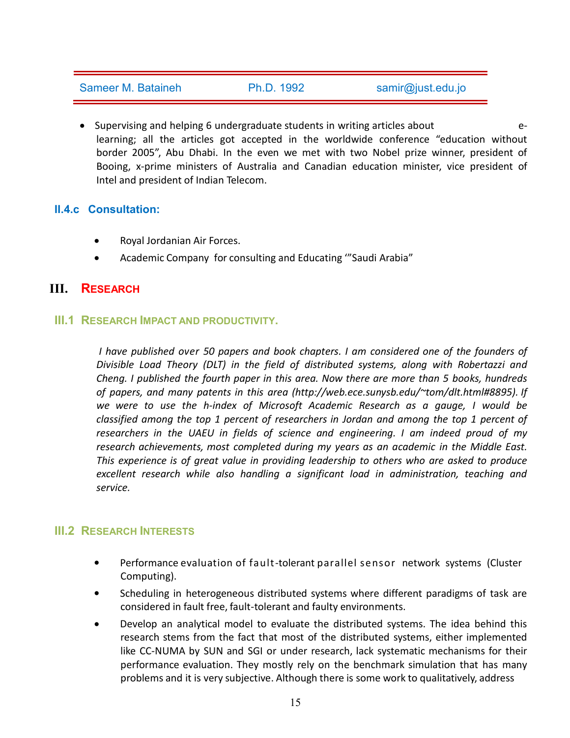- Supervising and helping 6 undergraduate students in writing articles about e-learning; all the articles got accepted in the worldwide conference “education without border 2005”, Abu Dhabi. In the even we met with two Nobel prize winner, president of Booing, x-prime ministers of Australia and Canadian education minister, vice president of Intel and president of Indian Telecom.

### II.4.c Consultation:

- Royal Jordanian Air Forces.
- Academic Company for consulting and Educating ‘”Saudi Arabia”

# III. Research

## III.1 Research Impact and productivity.

*I have published over 50 papers and book chapters. I am considered one of the founders of Divisible Load Theory (DLT) in the field of distributed systems, along with Robertazzi and Cheng. I published the fourth paper in this area. Now there are more than 5 books, hundreds of papers, and many patents in this area (http://web.ece.sunysb.edu/~tom/dlt.html#8895). If we were to use the h-index of Microsoft Academic Research as a gauge, I would be classified among the top 1 percent of researchers in Jordan and among the top 1 percent of researchers in the UAEU in fields of science and engineering. I am indeed proud of my research achievements, most completed during my years as an academic in the Middle East. This experience is of great value in providing leadership to others who are asked to produce excellent research while also handling a significant load in administration, teaching and service.*

## III.2 Research Interests

- Performance evaluation of fault-tolerant parallel sensor network systems (Cluster Computing).
- Scheduling in heterogeneous distributed systems where different paradigms of task are considered in fault free, fault-tolerant and faulty environments.
- Develop an analytical model to evaluate the distributed systems. The idea behind this research stems from the fact that most of the distributed systems, either implemented like CC-NUMA by SUN and SGI or under research, lack systematic mechanisms for their performance evaluation. They mostly rely on the benchmark simulation that has many problems and it is very subjective. Although there is some work to qualitatively, address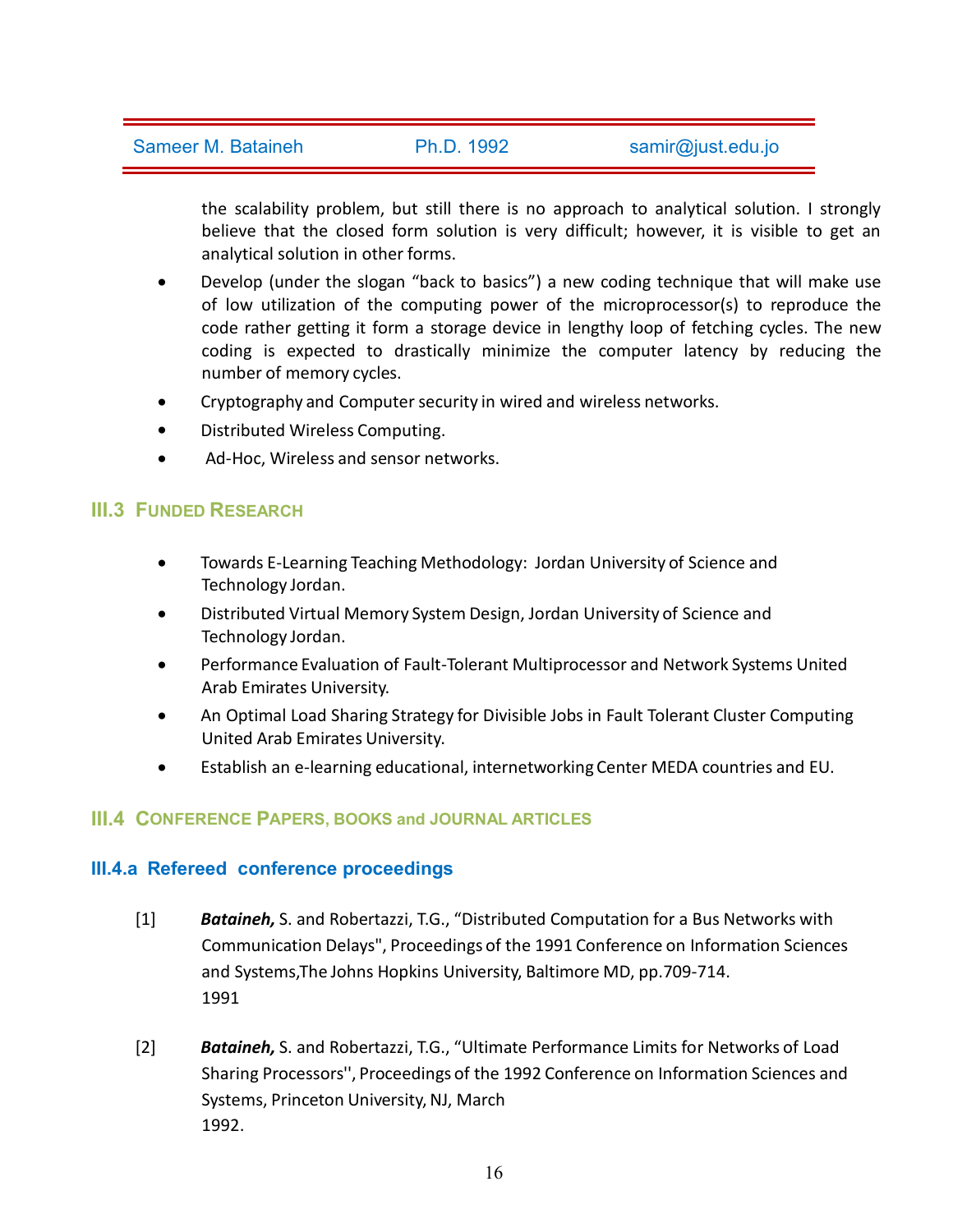the scalability problem, but still there is no approach to analytical solution. I strongly believe that the closed form solution is very difficult; however, it is visible to get an analytical solution in other forms.

- Develop (under the slogan "back to basics") a new coding technique that will make use of low utilization of the computing power of the microprocessor(s) to reproduce the code rather getting it form a storage device in lengthy loop of fetching cycles. The new coding is expected to drastically minimize the computer latency by reducing the number of memory cycles.
- Cryptography and Computer security in wired and wireless networks.
- Distributed Wireless Computing.
- Ad-Hoc, Wireless and sensor networks.

## III.3 FUNDED RESEARCH

- Towards E-Learning Teaching Methodology: Jordan University of Science and Technology Jordan.
- Distributed Virtual Memory System Design, Jordan University of Science and Technology Jordan.
- Performance Evaluation of Fault-Tolerant Multiprocessor and Network Systems United Arab Emirates University.
- An Optimal Load Sharing Strategy for Divisible Jobs in Fault Tolerant Cluster Computing United Arab Emirates University.
- Establish an e-learning educational, internetworking Center MEDA countries and EU.

## III.4 CONFERENCE PAPERS, BOOKS and JOURNAL ARTICLES

### III.4.a Refereed conference proceedings

[1] ***Bataineh,*** S. and Robertazzi, T.G., "Distributed Computation for a Bus Networks with Communication Delays", Proceedings of the 1991 Conference on Information Sciences and Systems,The Johns Hopkins University, Baltimore MD, pp.709-714. 1991

[2] ***Bataineh,*** S. and Robertazzi, T.G., "Ultimate Performance Limits for Networks of Load Sharing Processors'', Proceedings of the 1992 Conference on Information Sciences and Systems, Princeton University, NJ, March 1992.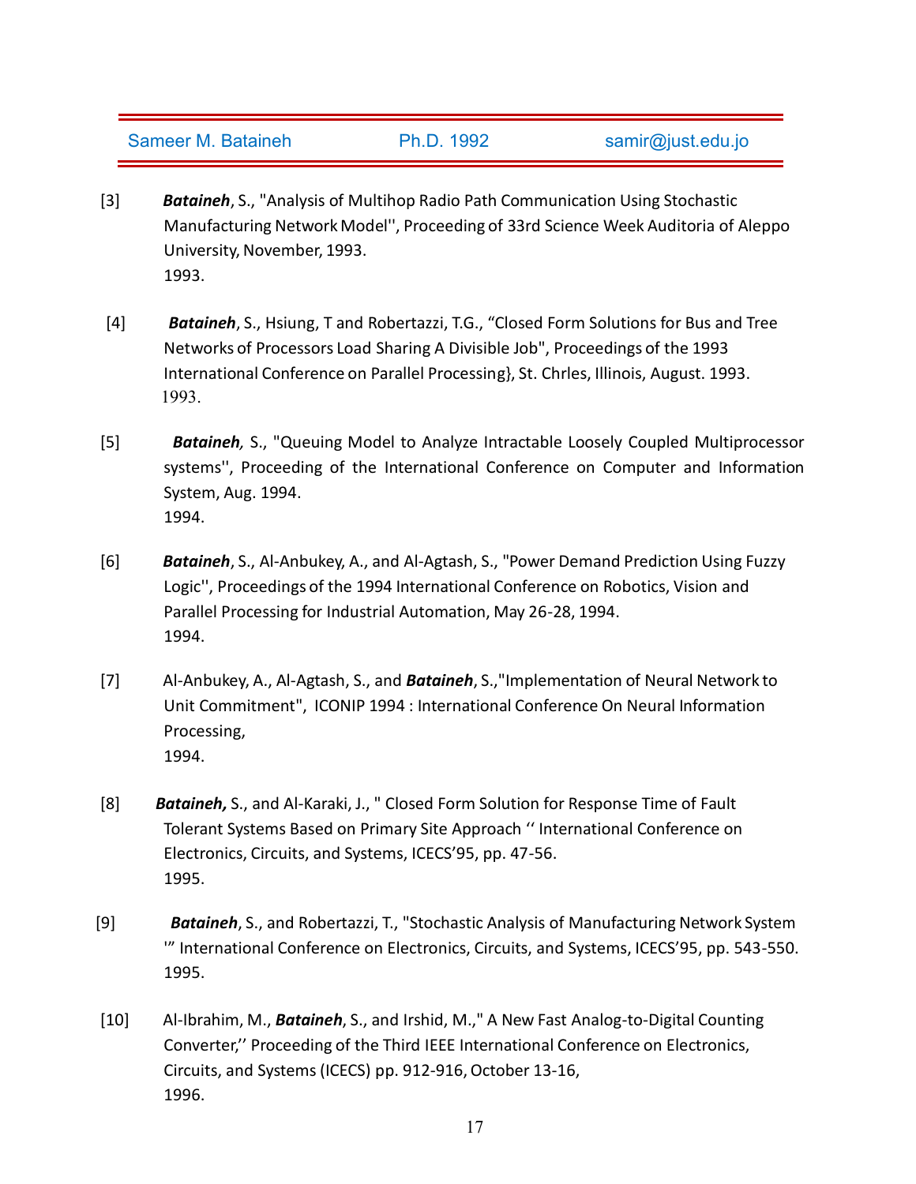[3] ***Bataineh***, S., "Analysis of Multihop Radio Path Communication Using Stochastic Manufacturing Network Model'', Proceeding of 33rd Science Week Auditoria of Aleppo University, November, 1993.
1993.

[4] ***Bataineh***, S., Hsiung, T and Robertazzi, T.G., "Closed Form Solutions for Bus and Tree Networks of Processors Load Sharing A Divisible Job", Proceedings of the 1993 International Conference on Parallel Processing}, St. Chrles, Illinois, August. 1993.
1993.

[5] ***Bataineh,*** S., "Queuing Model to Analyze Intractable Loosely Coupled Multiprocessor systems'', Proceeding of the International Conference on Computer and Information System, Aug. 1994.
1994.

[6] ***Bataineh***, S., Al-Anbukey, A., and Al-Agtash, S., "Power Demand Prediction Using Fuzzy Logic'', Proceedings of the 1994 International Conference on Robotics, Vision and Parallel Processing for Industrial Automation, May 26-28, 1994.
1994.

[7] Al-Anbukey, A., Al-Agtash, S., and ***Bataineh***, S.,"Implementation of Neural Network to Unit Commitment", ICONIP 1994 : International Conference On Neural Information Processing,
1994.

[8] ***Bataineh,*** S., and Al-Karaki, J., " Closed Form Solution for Response Time of Fault Tolerant Systems Based on Primary Site Approach '' International Conference on Electronics, Circuits, and Systems, ICECS'95, pp. 47-56.
1995.

[9] ***Bataineh***, S., and Robertazzi, T., "Stochastic Analysis of Manufacturing Network System '" International Conference on Electronics, Circuits, and Systems, ICECS'95, pp. 543-550.
1995.

[10] Al-Ibrahim, M., ***Bataineh***, S., and Irshid, M.," A New Fast Analog-to-Digital Counting Converter,'' Proceeding of the Third IEEE International Conference on Electronics, Circuits, and Systems (ICECS) pp. 912-916, October 13-16,
1996.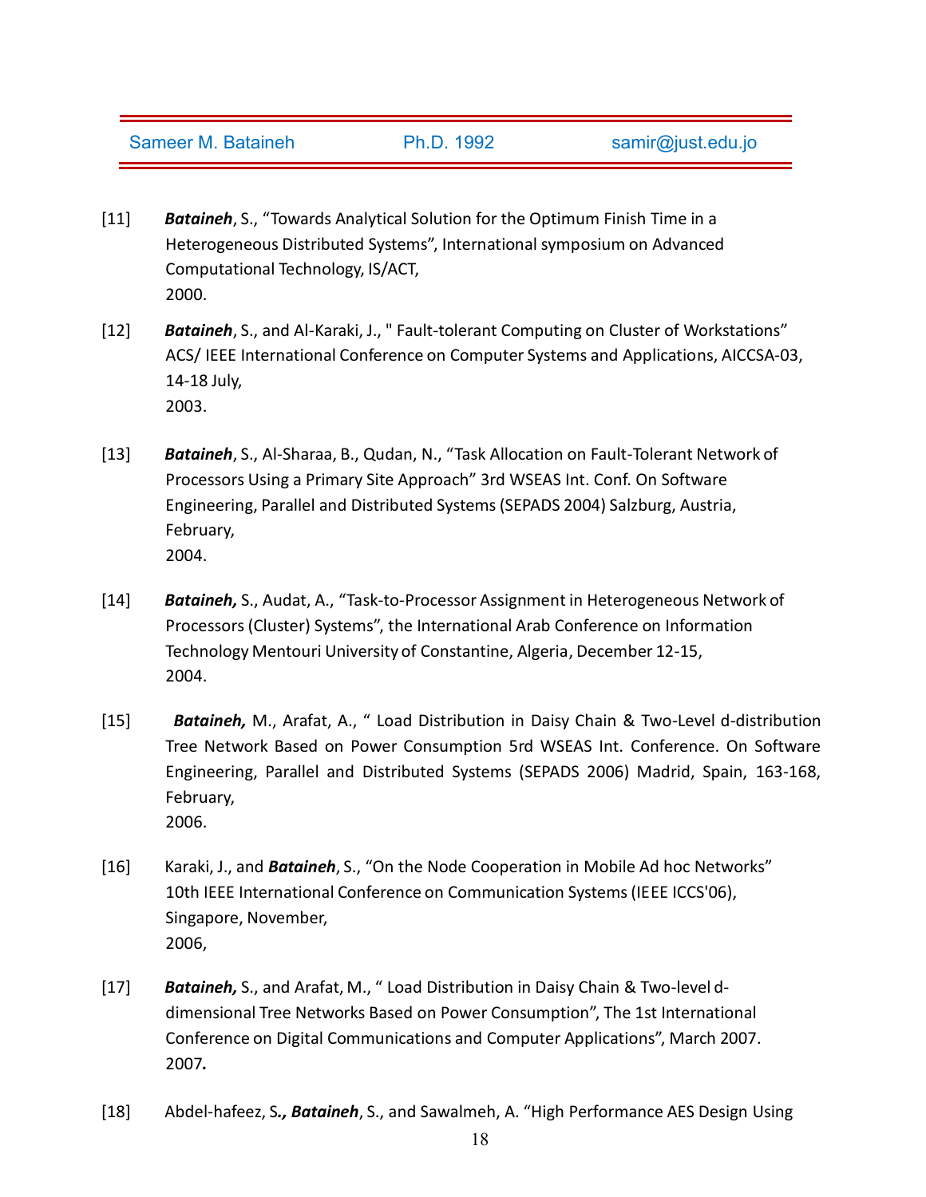[11] ***Bataineh***, S., “Towards Analytical Solution for the Optimum Finish Time in a Heterogeneous Distributed Systems”, International symposium on Advanced Computational Technology, IS/ACT, 2000.

[12] ***Bataineh***, S., and Al-Karaki, J., " Fault-tolerant Computing on Cluster of Workstations” ACS/ IEEE International Conference on Computer Systems and Applications, AICCSA-03, 14-18 July, 2003.

[13] ***Bataineh***, S., Al-Sharaa, B., Qudan, N., “Task Allocation on Fault-Tolerant Network of Processors Using a Primary Site Approach” 3rd WSEAS Int. Conf. On Software Engineering, Parallel and Distributed Systems (SEPADS 2004) Salzburg, Austria, February, 2004.

[14] ***Bataineh,*** S., Audat, A., “Task-to-Processor Assignment in Heterogeneous Network of Processors (Cluster) Systems”, the International Arab Conference on Information Technology Mentouri University of Constantine, Algeria, December 12-15, 2004.

[15] ***Bataineh,*** M., Arafat, A., “ Load Distribution in Daisy Chain & Two-Level d-distribution Tree Network Based on Power Consumption 5rd WSEAS Int. Conference. On Software Engineering, Parallel and Distributed Systems (SEPADS 2006) Madrid, Spain, 163-168, February, 2006.

[16] Karaki, J., and ***Bataineh***, S., “On the Node Cooperation in Mobile Ad hoc Networks” 10th IEEE International Conference on Communication Systems (IEEE ICCS'06), Singapore, November, 2006,

[17] ***Bataineh,*** S., and Arafat, M., “ Load Distribution in Daisy Chain & Two-level d-dimensional Tree Networks Based on Power Consumption”, The 1st International Conference on Digital Communications and Computer Applications”, March 2007. 2007***.***

[18] Abdel-hafeez, S***., Bataineh***, S., and Sawalmeh, A. “High Performance AES Design Using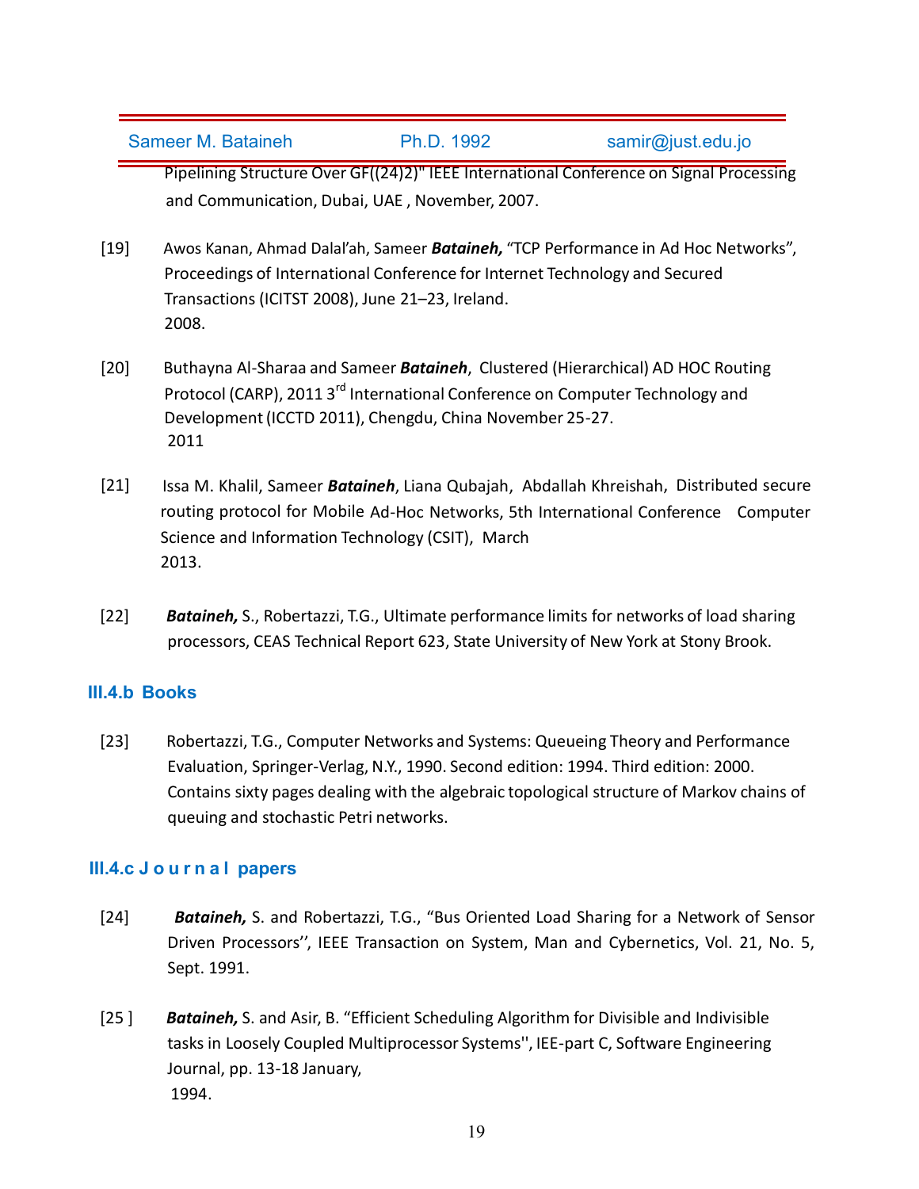Pipelining Structure Over GF((24)2)" IEEE International Conference on Signal Processing and Communication, Dubai, UAE , November, 2007.

[19] Awos Kanan, Ahmad Dalal'ah, Sameer ***Bataineh,*** "TCP Performance in Ad Hoc Networks", Proceedings of International Conference for Internet Technology and Secured Transactions (ICITST 2008), June 21–23, Ireland. 2008.

[20] Buthayna Al-Sharaa and Sameer ***Bataineh***, Clustered (Hierarchical) AD HOC Routing Protocol (CARP), 2011 3rd International Conference on Computer Technology and Development (ICCTD 2011), Chengdu, China November 25-27. 2011

[21] Issa M. Khalil, Sameer ***Bataineh***, Liana Qubajah, Abdallah Khreishah, Distributed secure routing protocol for Mobile Ad-Hoc Networks, 5th International Conference Computer Science and Information Technology (CSIT), March 2013.

[22] ***Bataineh,*** S., Robertazzi, T.G., Ultimate performance limits for networks of load sharing processors, CEAS Technical Report 623, State University of New York at Stony Brook.

### III.4.b Books

[23] Robertazzi, T.G., Computer Networks and Systems: Queueing Theory and Performance Evaluation, Springer-Verlag, N.Y., 1990. Second edition: 1994. Third edition: 2000. Contains sixty pages dealing with the algebraic topological structure of Markov chains of queuing and stochastic Petri networks.

### III.4.c Journal papers

[24] ***Bataineh,*** S. and Robertazzi, T.G., "Bus Oriented Load Sharing for a Network of Sensor Driven Processors'', IEEE Transaction on System, Man and Cybernetics, Vol. 21, No. 5, Sept. 1991.

[25 ] ***Bataineh,*** S. and Asir, B. "Efficient Scheduling Algorithm for Divisible and Indivisible tasks in Loosely Coupled Multiprocessor Systems'', IEE-part C, Software Engineering Journal, pp. 13-18 January, 1994.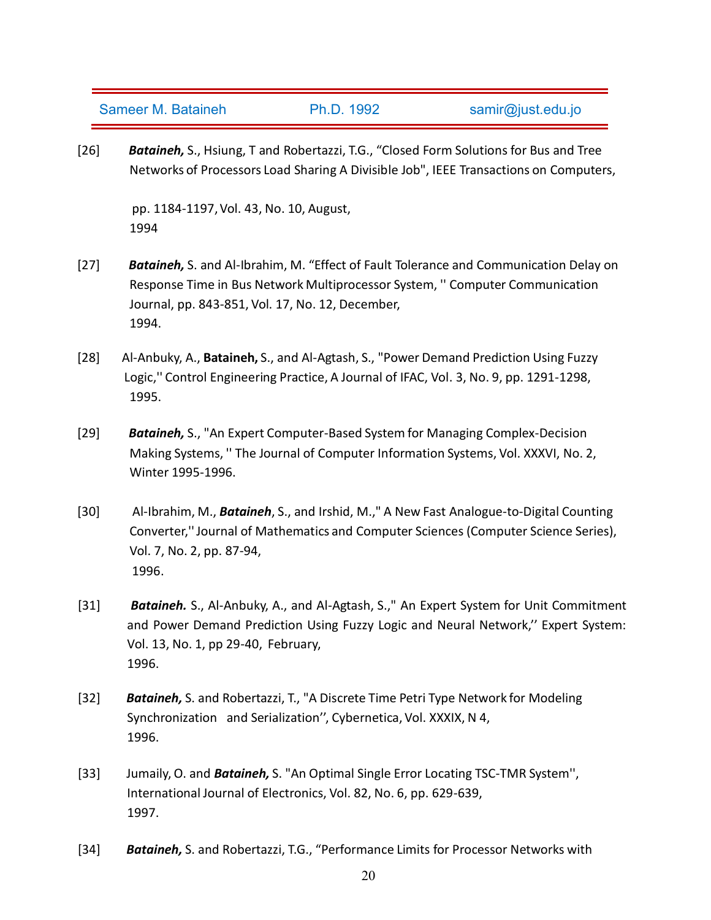[26] ***Bataineh,*** S., Hsiung, T and Robertazzi, T.G., “Closed Form Solutions for Bus and Tree Networks of Processors Load Sharing A Divisible Job", IEEE Transactions on Computers, pp. 1184-1197, Vol. 43, No. 10, August, 1994

[27] ***Bataineh,*** S. and Al-Ibrahim, M. “Effect of Fault Tolerance and Communication Delay on Response Time in Bus Network Multiprocessor System, '' Computer Communication Journal, pp. 843-851, Vol. 17, No. 12, December, 1994.

[28] Al-Anbuky, A., **Bataineh,** S., and Al-Agtash, S., "Power Demand Prediction Using Fuzzy Logic,'' Control Engineering Practice, A Journal of IFAC, Vol. 3, No. 9, pp. 1291-1298, 1995.

[29] ***Bataineh,*** S., "An Expert Computer-Based System for Managing Complex-Decision Making Systems, '' The Journal of Computer Information Systems, Vol. XXXVI, No. 2, Winter 1995-1996.

[30] Al-Ibrahim, M., ***Bataineh***, S., and Irshid, M.," A New Fast Analogue-to-Digital Counting Converter,'' Journal of Mathematics and Computer Sciences (Computer Science Series), Vol. 7, No. 2, pp. 87-94, 1996.

[31] ***Bataineh.*** S., Al-Anbuky, A., and Al-Agtash, S.," An Expert System for Unit Commitment and Power Demand Prediction Using Fuzzy Logic and Neural Network,’’ Expert System: Vol. 13, No. 1, pp 29-40, February, 1996.

[32] ***Bataineh,*** S. and Robertazzi, T., "A Discrete Time Petri Type Network for Modeling Synchronization and Serialization’’, Cybernetica, Vol. XXXIX, N 4, 1996.

[33] Jumaily, O. and ***Bataineh,*** S. "An Optimal Single Error Locating TSC-TMR System'', International Journal of Electronics, Vol. 82, No. 6, pp. 629-639, 1997.

[34] ***Bataineh,*** S. and Robertazzi, T.G., “Performance Limits for Processor Networks with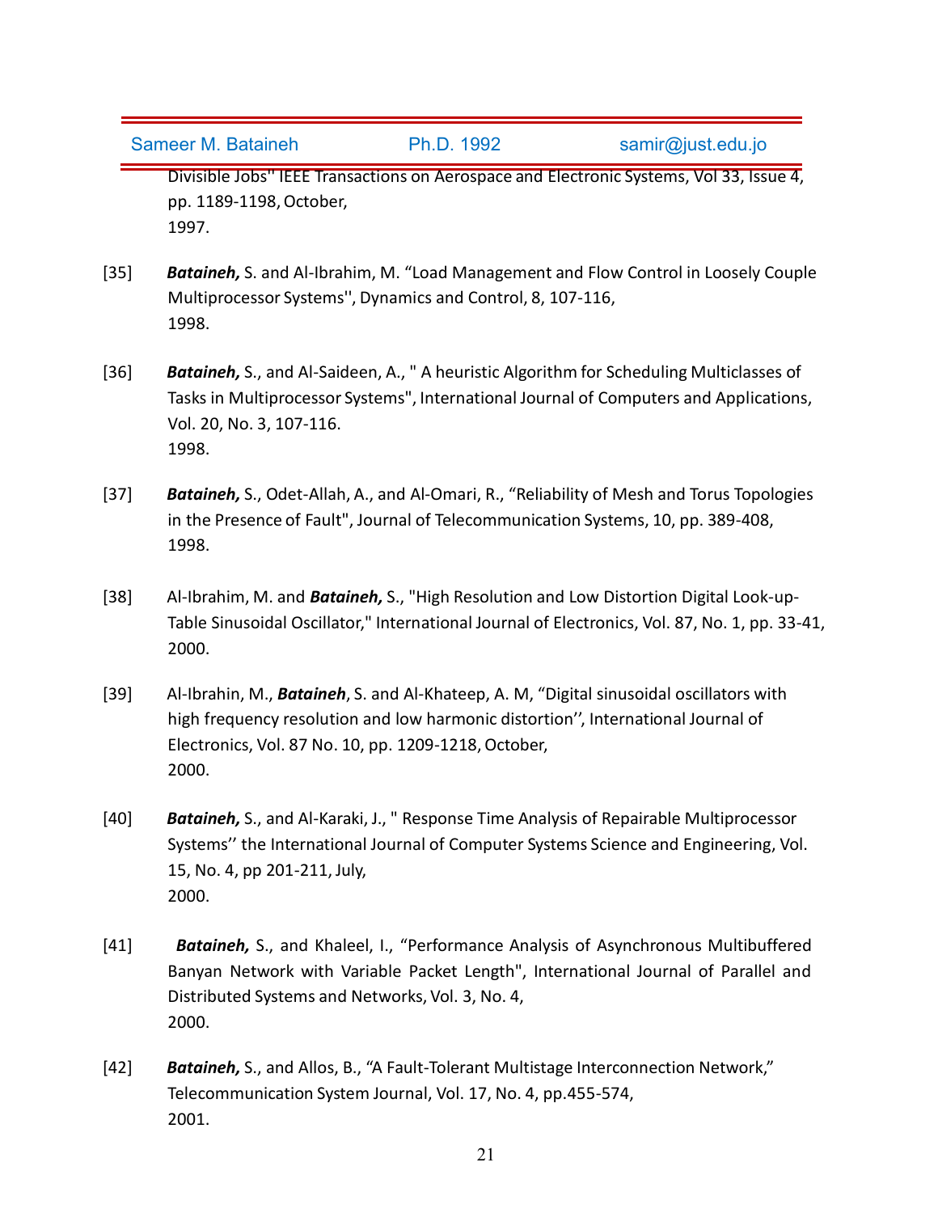Divisible Jobs" IEEE Transactions on Aerospace and Electronic Systems, Vol 33, Issue 4, pp. 1189-1198, October, 1997.

[35] ***Bataineh,*** S. and Al-Ibrahim, M. "Load Management and Flow Control in Loosely Couple Multiprocessor Systems'', Dynamics and Control, 8, 107-116, 1998.

[36] ***Bataineh,*** S., and Al-Saideen, A., " A heuristic Algorithm for Scheduling Multiclasses of Tasks in Multiprocessor Systems", International Journal of Computers and Applications, Vol. 20, No. 3, 107-116. 1998.

[37] ***Bataineh,*** S., Odet-Allah, A., and Al-Omari, R., "Reliability of Mesh and Torus Topologies in the Presence of Fault", Journal of Telecommunication Systems, 10, pp. 389-408, 1998.

[38] Al-Ibrahim, M. and ***Bataineh,*** S., "High Resolution and Low Distortion Digital Look-up-Table Sinusoidal Oscillator," International Journal of Electronics, Vol. 87, No. 1, pp. 33-41, 2000.

[39] Al-Ibrahin, M., ***Bataineh***, S. and Al-Khateep, A. M, "Digital sinusoidal oscillators with high frequency resolution and low harmonic distortion'', International Journal of Electronics, Vol. 87 No. 10, pp. 1209-1218, October, 2000.

[40] ***Bataineh,*** S., and Al-Karaki, J., " Response Time Analysis of Repairable Multiprocessor Systems'' the International Journal of Computer Systems Science and Engineering, Vol. 15, No. 4, pp 201-211, July, 2000.

[41] ***Bataineh,*** S., and Khaleel, I., "Performance Analysis of Asynchronous Multibuffered Banyan Network with Variable Packet Length", International Journal of Parallel and Distributed Systems and Networks, Vol. 3, No. 4, 2000.

[42] ***Bataineh,*** S., and Allos, B., "A Fault-Tolerant Multistage Interconnection Network," Telecommunication System Journal, Vol. 17, No. 4, pp.455-574, 2001.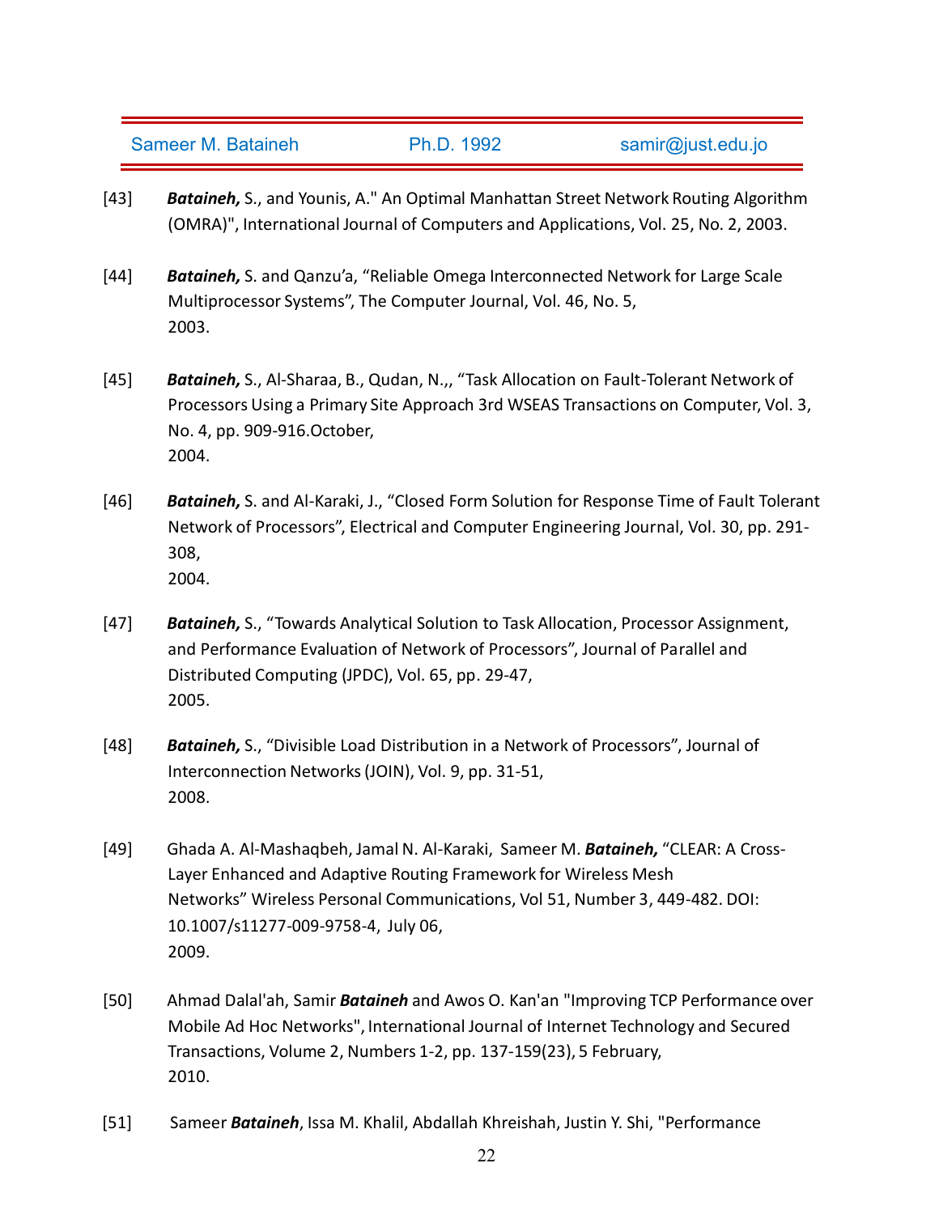[43] ***Bataineh,*** S., and Younis, A." An Optimal Manhattan Street Network Routing Algorithm (OMRA)", International Journal of Computers and Applications, Vol. 25, No. 2, 2003.

[44] ***Bataineh,*** S. and Qanzu'a, "Reliable Omega Interconnected Network for Large Scale Multiprocessor Systems", The Computer Journal, Vol. 46, No. 5, 2003.

[45] ***Bataineh,*** S., Al-Sharaa, B., Qudan, N.,, "Task Allocation on Fault-Tolerant Network of Processors Using a Primary Site Approach 3rd WSEAS Transactions on Computer, Vol. 3, No. 4, pp. 909-916.October, 2004.

[46] ***Bataineh,*** S. and Al-Karaki, J., "Closed Form Solution for Response Time of Fault Tolerant Network of Processors", Electrical and Computer Engineering Journal, Vol. 30, pp. 291-308, 2004.

[47] ***Bataineh,*** S., "Towards Analytical Solution to Task Allocation, Processor Assignment, and Performance Evaluation of Network of Processors", Journal of Parallel and Distributed Computing (JPDC), Vol. 65, pp. 29-47, 2005.

[48] ***Bataineh,*** S., "Divisible Load Distribution in a Network of Processors", Journal of Interconnection Networks (JOIN), Vol. 9, pp. 31-51, 2008.

[49] Ghada A. Al-Mashaqbeh, Jamal N. Al-Karaki, Sameer M. ***Bataineh,*** "CLEAR: A Cross-Layer Enhanced and Adaptive Routing Framework for Wireless Mesh Networks" Wireless Personal Communications, Vol 51, Number 3, 449-482. DOI: 10.1007/s11277-009-9758-4, July 06, 2009.

[50] Ahmad Dalal'ah, Samir ***Bataineh*** and Awos O. Kan'an "Improving TCP Performance over Mobile Ad Hoc Networks", International Journal of Internet Technology and Secured Transactions, Volume 2, Numbers 1-2, pp. 137-159(23), 5 February, 2010.

[51] Sameer ***Bataineh***, Issa M. Khalil, Abdallah Khreishah, Justin Y. Shi, "Performance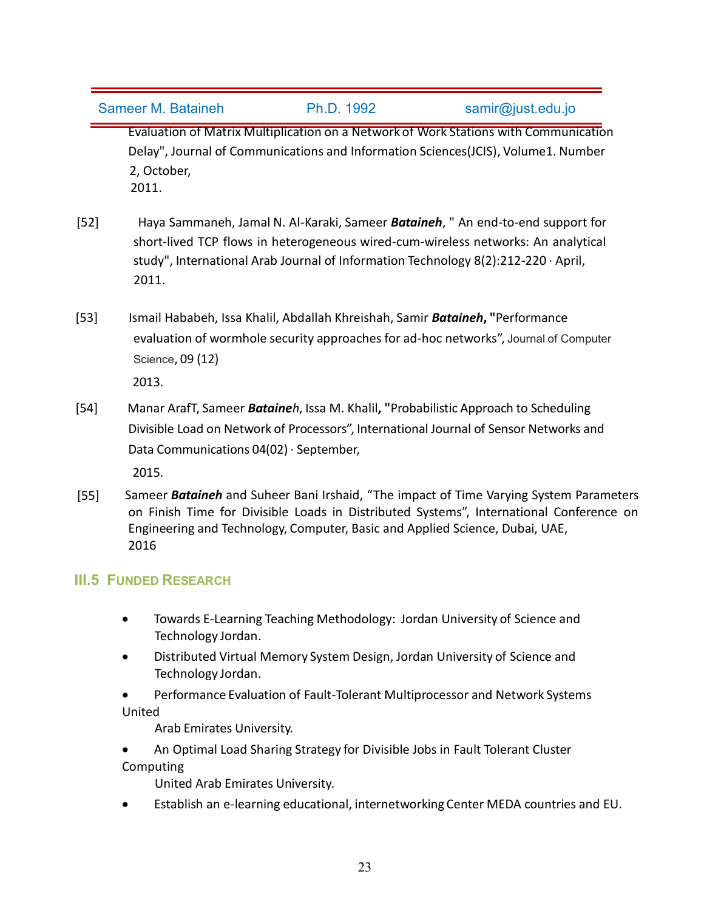Evaluation of Matrix Multiplication on a Network of Work Stations with Communication Delay", Journal of Communications and Information Sciences(JCIS), Volume1. Number 2, October, 2011.

[52] Haya Sammaneh, Jamal N. Al-Karaki, Sameer ***Bataineh***, " An end-to-end support for short-lived TCP flows in heterogeneous wired-cum-wireless networks: An analytical study", International Arab Journal of Information Technology 8(2):212-220 · April, 2011.

[53] Ismail Hababeh, Issa Khalil, Abdallah Khreishah, Samir ***Bataineh*****, "**Performance evaluation of wormhole security approaches for ad-hoc networks", Journal of Computer Science, 09 (12) 2013.

[54] Manar ArafT, Sameer ***Batainе****h*, Issa M. Khalil**, "**Probabilistic Approach to Scheduling Divisible Load on Network of Processors", International Journal of Sensor Networks and Data Communications 04(02) · September, 2015.

[55] Sameer ***Bataineh*** and Suheer Bani Irshaid, "The impact of Time Varying System Parameters on Finish Time for Divisible Loads in Distributed Systems", International Conference on Engineering and Technology, Computer, Basic and Applied Science, Dubai, UAE, 2016

## III.5 Funded Research

- Towards E-Learning Teaching Methodology: Jordan University of Science and Technology Jordan.
- Distributed Virtual Memory System Design, Jordan University of Science and Technology Jordan.
- Performance Evaluation of Fault-Tolerant Multiprocessor and Network Systems United Arab Emirates University.
- An Optimal Load Sharing Strategy for Divisible Jobs in Fault Tolerant Cluster Computing United Arab Emirates University.
- Establish an e-learning educational, internetworking Center MEDA countries and EU.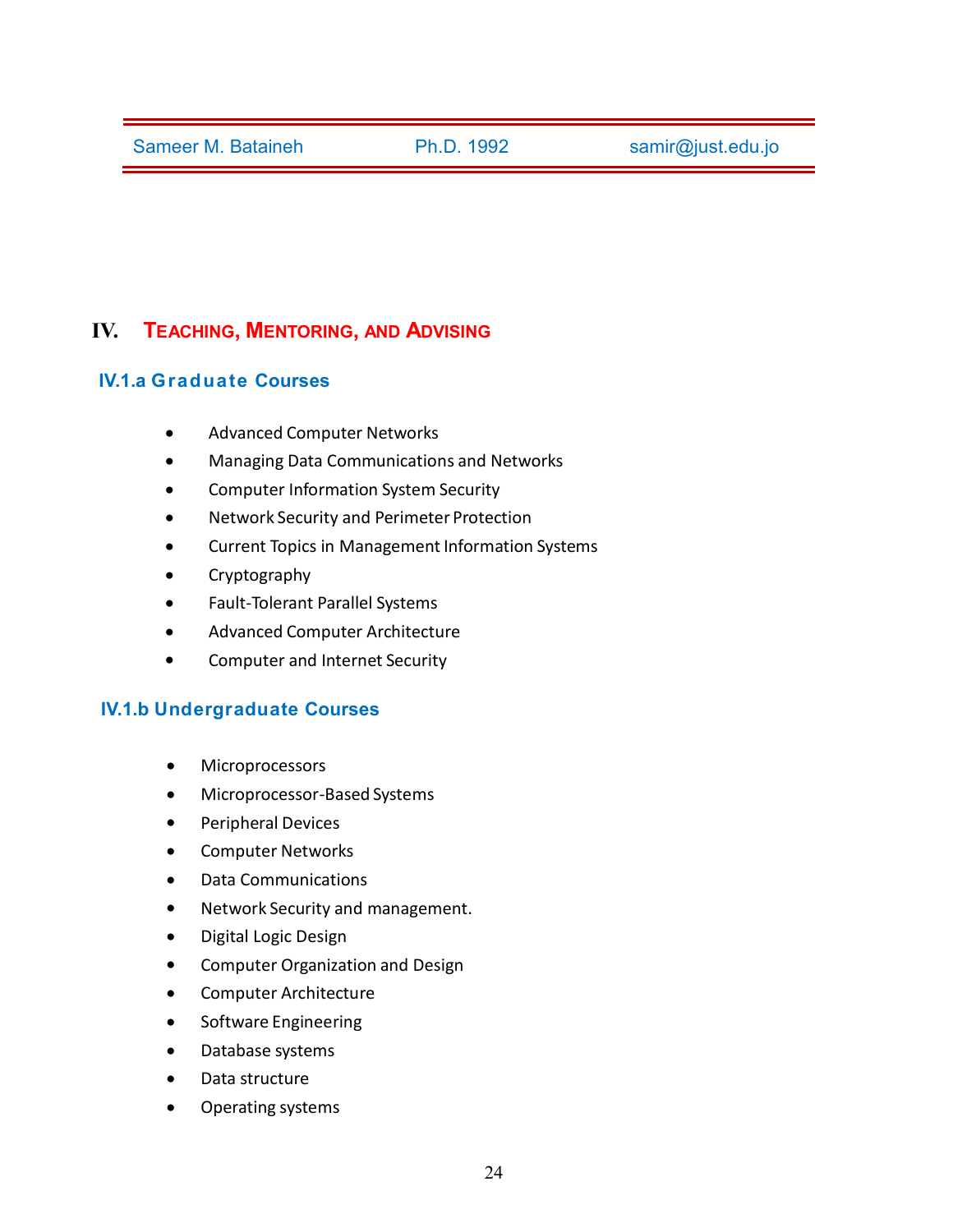# IV. TEACHING, MENTORING, AND ADVISING

## IV.1.a Graduate Courses

- Advanced Computer Networks
- Managing Data Communications and Networks
- Computer Information System Security
- Network Security and Perimeter Protection
- Current Topics in Management Information Systems
- Cryptography
- Fault-Tolerant Parallel Systems
- Advanced Computer Architecture
- Computer and Internet Security

## IV.1.b Undergraduate Courses

- Microprocessors
- Microprocessor-Based Systems
- Peripheral Devices
- Computer Networks
- Data Communications
- Network Security and management.
- Digital Logic Design
- Computer Organization and Design
- Computer Architecture
- Software Engineering
- Database systems
- Data structure
- Operating systems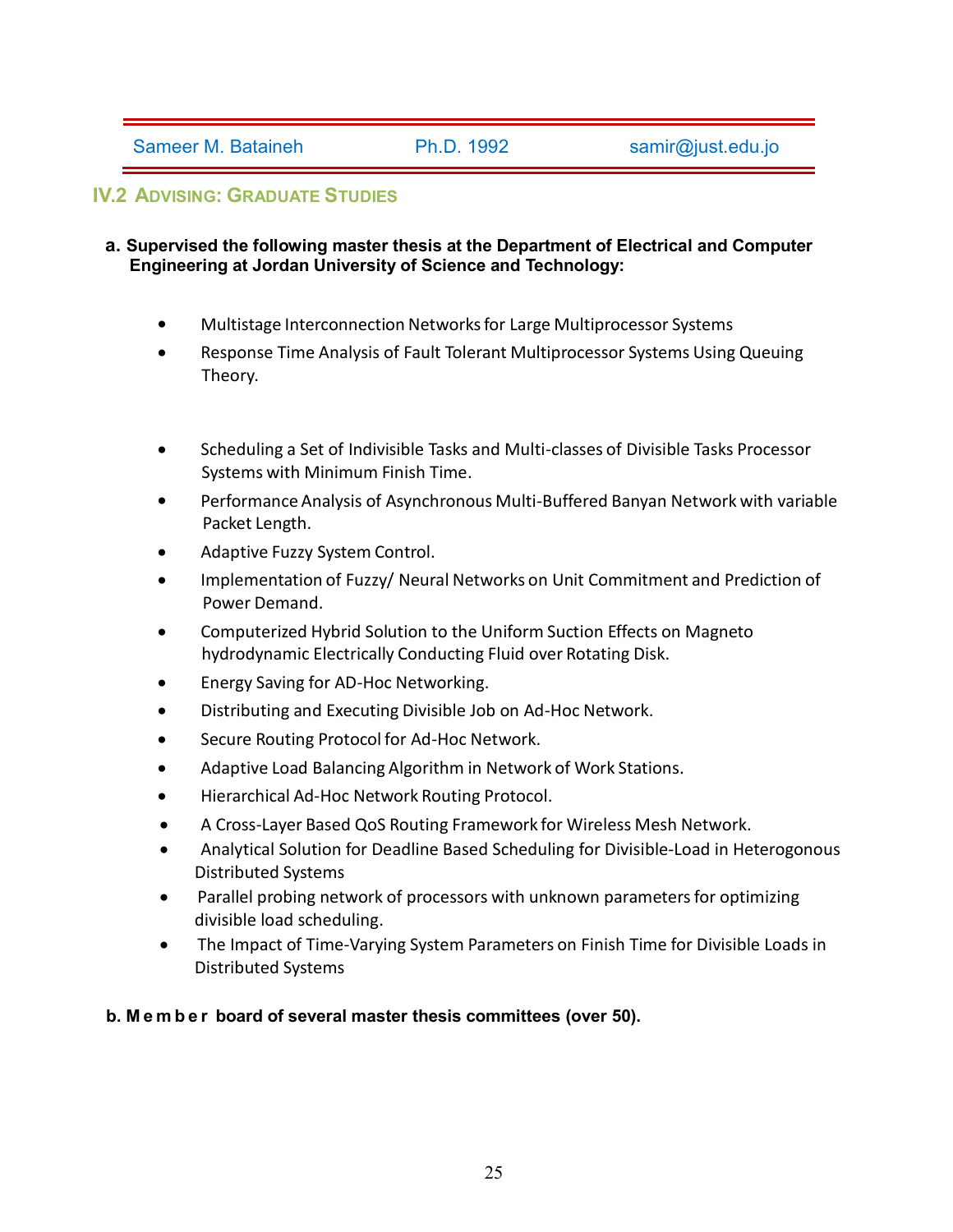## IV.2 Advising: Graduate Studies

**a. Supervised the following master thesis at the Department of Electrical and Computer Engineering at Jordan University of Science and Technology:**

- Multistage Interconnection Networks for Large Multiprocessor Systems
- Response Time Analysis of Fault Tolerant Multiprocessor Systems Using Queuing Theory.
- Scheduling a Set of Indivisible Tasks and Multi-classes of Divisible Tasks Processor Systems with Minimum Finish Time.
- Performance Analysis of Asynchronous Multi-Buffered Banyan Network with variable Packet Length.
- Adaptive Fuzzy System Control.
- Implementation of Fuzzy/ Neural Networks on Unit Commitment and Prediction of Power Demand.
- Computerized Hybrid Solution to the Uniform Suction Effects on Magneto hydrodynamic Electrically Conducting Fluid over Rotating Disk.
- Energy Saving for AD-Hoc Networking.
- Distributing and Executing Divisible Job on Ad-Hoc Network.
- Secure Routing Protocol for Ad-Hoc Network.
- Adaptive Load Balancing Algorithm in Network of Work Stations.
- Hierarchical Ad-Hoc Network Routing Protocol.
- A Cross-Layer Based QoS Routing Framework for Wireless Mesh Network.
- Analytical Solution for Deadline Based Scheduling for Divisible-Load in Heterogonous Distributed Systems
- Parallel probing network of processors with unknown parameters for optimizing divisible load scheduling.
- The Impact of Time-Varying System Parameters on Finish Time for Divisible Loads in Distributed Systems

**b. Member board of several master thesis committees (over 50).**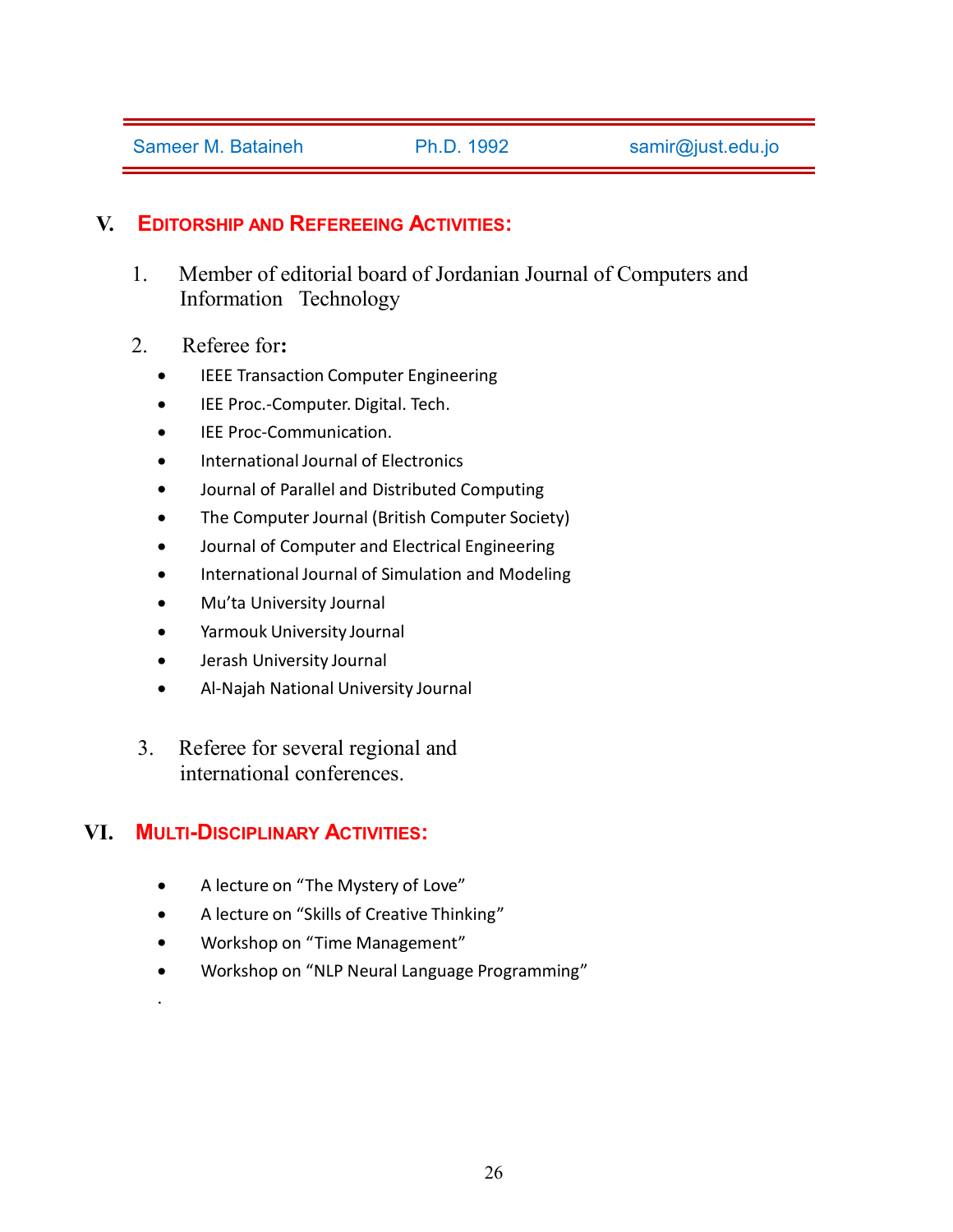## V. EDITORSHIP AND REFEREEING ACTIVITIES:

1. Member of editorial board of Jordanian Journal of Computers and Information Technology

2. Referee for:
   - IEEE Transaction Computer Engineering
   - IEE Proc.-Computer. Digital. Tech.
   - IEE Proc-Communication.
   - International Journal of Electronics
   - Journal of Parallel and Distributed Computing
   - The Computer Journal (British Computer Society)
   - Journal of Computer and Electrical Engineering
   - International Journal of Simulation and Modeling
   - Mu'ta University Journal
   - Yarmouk University Journal
   - Jerash University Journal
   - Al-Najah National University Journal

3. Referee for several regional and international conferences.

## VI. MULTI-DISCIPLINARY ACTIVITIES:

- A lecture on "The Mystery of Love"
- A lecture on "Skills of Creative Thinking"
- Workshop on "Time Management"
- Workshop on "NLP Neural Language Programming"

.